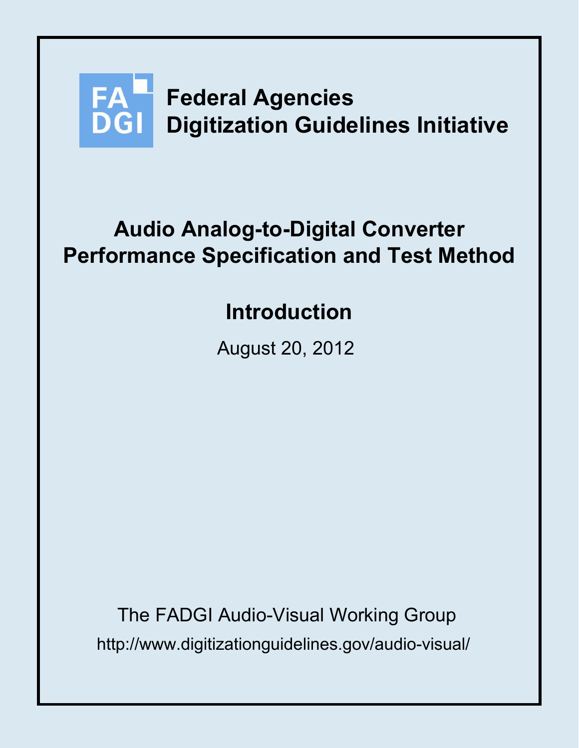FA
DGI

**Federal Agencies**
**Digitization Guidelines Initiative**

# Audio Analog-to-Digital Converter Performance Specification and Test Method

## Introduction

August 20, 2012

The FADGI Audio-Visual Working Group

http://www.digitizationguidelines.gov/audio-visual/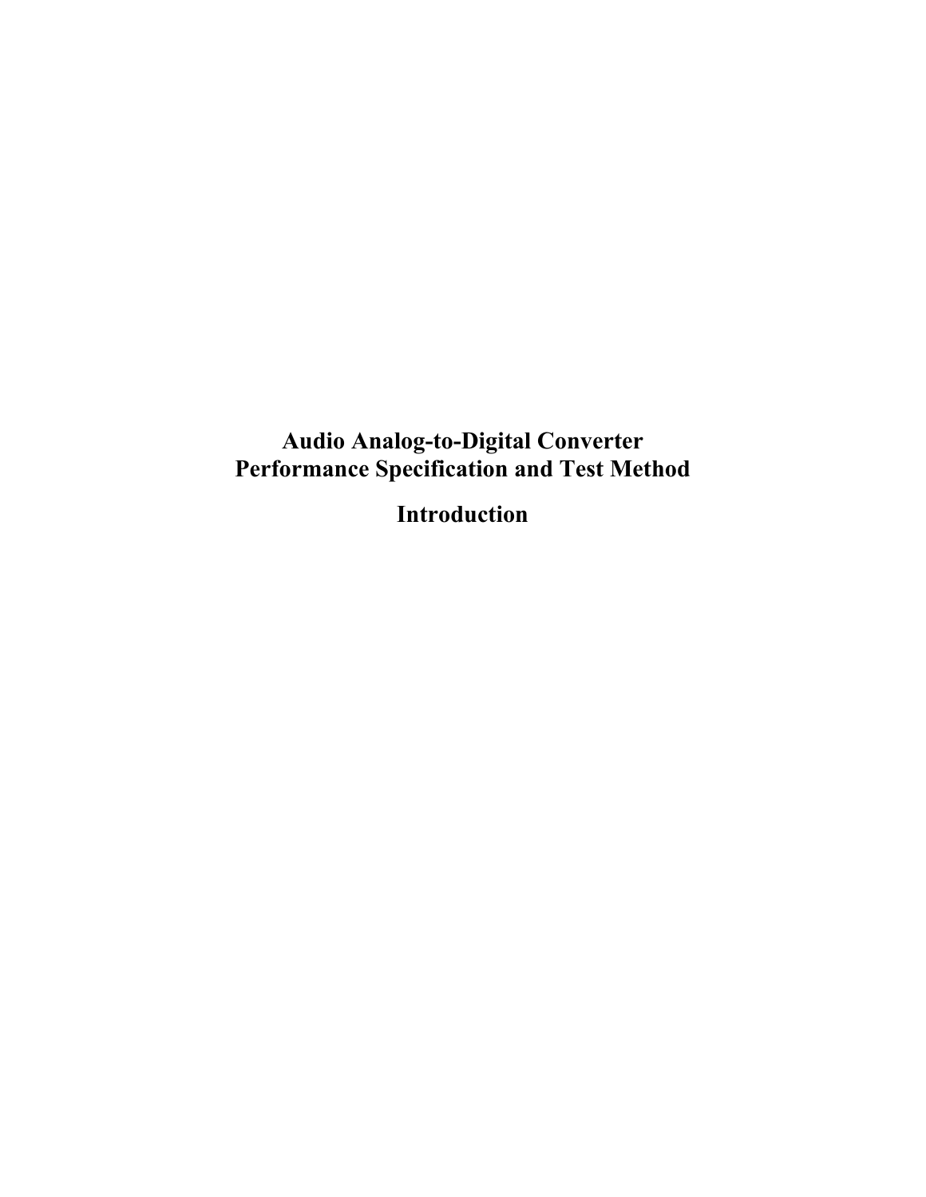# Audio Analog-to-Digital Converter Performance Specification and Test Method

## Introduction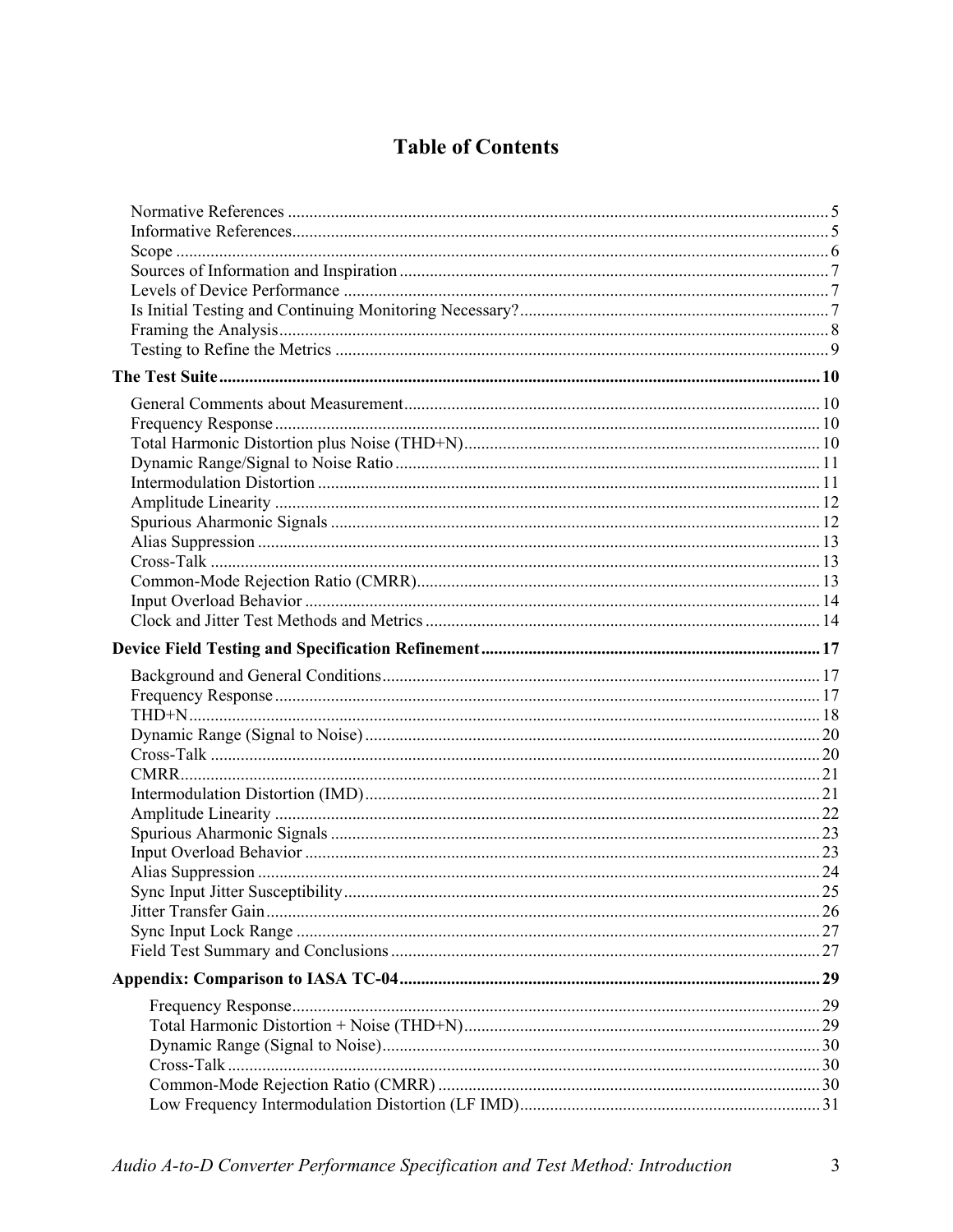# Table of Contents

- Normative References ... 5
- Informative References ... 5
- Scope ... 6
- Sources of Information and Inspiration ... 7
- Levels of Device Performance ... 7
- Is Initial Testing and Continuing Monitoring Necessary? ... 7
- Framing the Analysis ... 8
- Testing to Refine the Metrics ... 9

**The Test Suite ... 10**

- General Comments about Measurement ... 10
- Frequency Response ... 10
- Total Harmonic Distortion plus Noise (THD+N) ... 10
- Dynamic Range/Signal to Noise Ratio ... 11
- Intermodulation Distortion ... 11
- Amplitude Linearity ... 12
- Spurious Aharmonic Signals ... 12
- Alias Suppression ... 13
- Cross-Talk ... 13
- Common-Mode Rejection Ratio (CMRR) ... 13
- Input Overload Behavior ... 14
- Clock and Jitter Test Methods and Metrics ... 14

**Device Field Testing and Specification Refinement ... 17**

- Background and General Conditions ... 17
- Frequency Response ... 17
- THD+N ... 18
- Dynamic Range (Signal to Noise) ... 20
- Cross-Talk ... 20
- CMRR ... 21
- Intermodulation Distortion (IMD) ... 21
- Amplitude Linearity ... 22
- Spurious Aharmonic Signals ... 23
- Input Overload Behavior ... 23
- Alias Suppression ... 24
- Sync Input Jitter Susceptibility ... 25
- Jitter Transfer Gain ... 26
- Sync Input Lock Range ... 27
- Field Test Summary and Conclusions ... 27

**Appendix: Comparison to IASA TC-04 ... 29**

- Frequency Response ... 29
- Total Harmonic Distortion + Noise (THD+N) ... 29
- Dynamic Range (Signal to Noise) ... 30
- Cross-Talk ... 30
- Common-Mode Rejection Ratio (CMRR) ... 30
- Low Frequency Intermodulation Distortion (LF IMD) ... 31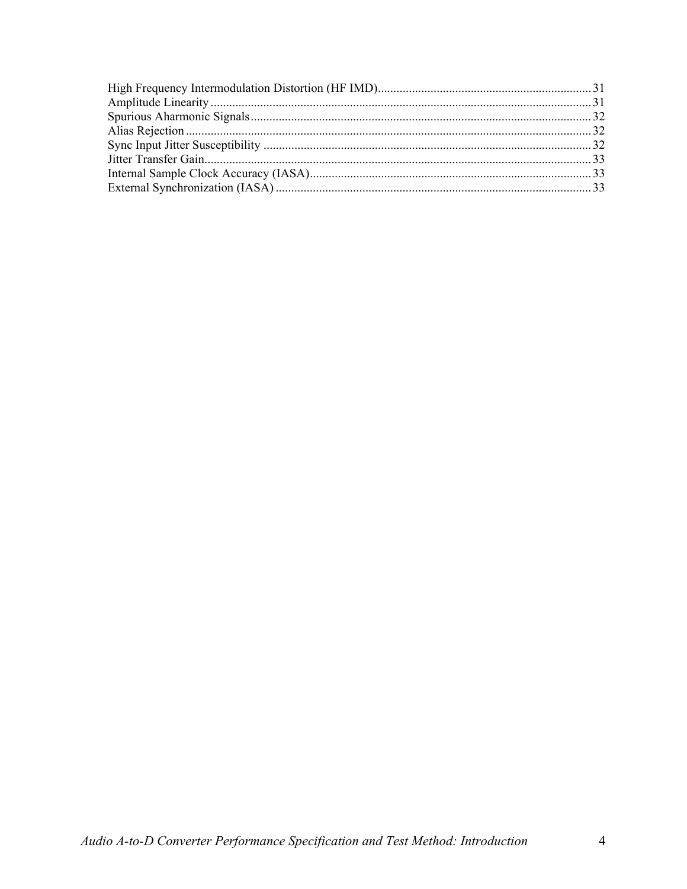High Frequency Intermodulation Distortion (HF IMD) .......... 31
Amplitude Linearity .......... 31
Spurious Aharmonic Signals .......... 32
Alias Rejection .......... 32
Sync Input Jitter Susceptibility .......... 32
Jitter Transfer Gain .......... 33
Internal Sample Clock Accuracy (IASA) .......... 33
External Synchronization (IASA) .......... 33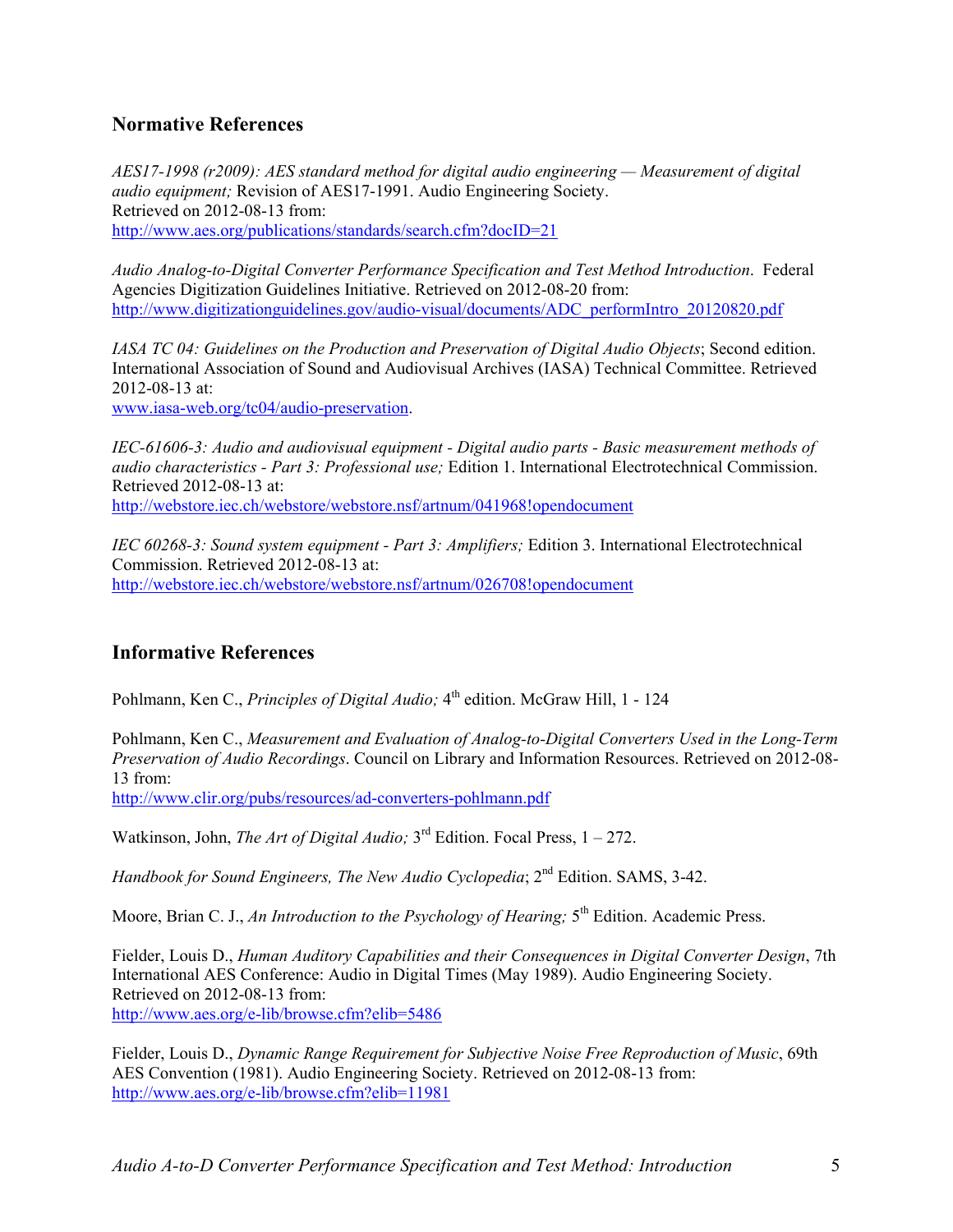## Normative References

*AES17-1998 (r2009): AES standard method for digital audio engineering — Measurement of digital audio equipment;* Revision of AES17-1991. Audio Engineering Society.
Retrieved on 2012-08-13 from:
http://www.aes.org/publications/standards/search.cfm?docID=21

*Audio Analog-to-Digital Converter Performance Specification and Test Method Introduction*. Federal Agencies Digitization Guidelines Initiative. Retrieved on 2012-08-20 from:
http://www.digitizationguidelines.gov/audio-visual/documents/ADC_performIntro_20120820.pdf

*IASA TC 04: Guidelines on the Production and Preservation of Digital Audio Objects*; Second edition. International Association of Sound and Audiovisual Archives (IASA) Technical Committee. Retrieved 2012-08-13 at:
www.iasa-web.org/tc04/audio-preservation.

*IEC-61606-3: Audio and audiovisual equipment - Digital audio parts - Basic measurement methods of audio characteristics - Part 3: Professional use;* Edition 1. International Electrotechnical Commission. Retrieved 2012-08-13 at:
http://webstore.iec.ch/webstore/webstore.nsf/artnum/041968!opendocument

*IEC 60268-3: Sound system equipment - Part 3: Amplifiers;* Edition 3. International Electrotechnical Commission. Retrieved 2012-08-13 at:
http://webstore.iec.ch/webstore/webstore.nsf/artnum/026708!opendocument

## Informative References

Pohlmann, Ken C., *Principles of Digital Audio;* 4th edition. McGraw Hill, 1 - 124

Pohlmann, Ken C., *Measurement and Evaluation of Analog-to-Digital Converters Used in the Long-Term Preservation of Audio Recordings*. Council on Library and Information Resources. Retrieved on 2012-08-13 from:
http://www.clir.org/pubs/resources/ad-converters-pohlmann.pdf

Watkinson, John, *The Art of Digital Audio;* 3rd Edition. Focal Press, 1 – 272.

*Handbook for Sound Engineers, The New Audio Cyclopedia*; 2nd Edition. SAMS, 3-42.

Moore, Brian C. J., *An Introduction to the Psychology of Hearing;* 5th Edition. Academic Press.

Fielder, Louis D., *Human Auditory Capabilities and their Consequences in Digital Converter Design*, 7th International AES Conference: Audio in Digital Times (May 1989). Audio Engineering Society. Retrieved on 2012-08-13 from:
http://www.aes.org/e-lib/browse.cfm?elib=5486

Fielder, Louis D., *Dynamic Range Requirement for Subjective Noise Free Reproduction of Music*, 69th AES Convention (1981). Audio Engineering Society. Retrieved on 2012-08-13 from:
http://www.aes.org/e-lib/browse.cfm?elib=11981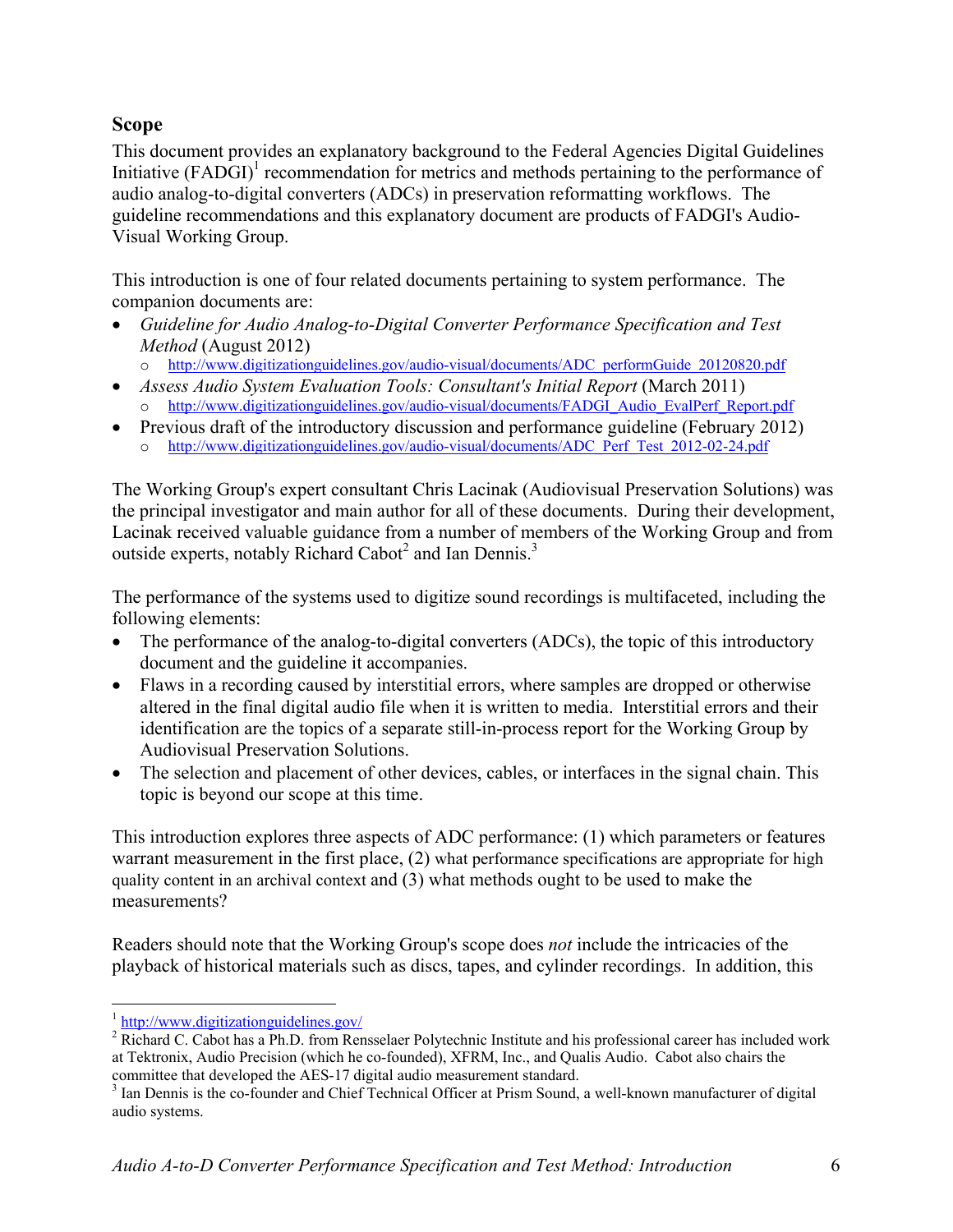## Scope

This document provides an explanatory background to the Federal Agencies Digital Guidelines Initiative (FADGI)[1] recommendation for metrics and methods pertaining to the performance of audio analog-to-digital converters (ADCs) in preservation reformatting workflows. The guideline recommendations and this explanatory document are products of FADGI's Audio-Visual Working Group.

This introduction is one of four related documents pertaining to system performance. The companion documents are:

- *Guideline for Audio Analog-to-Digital Converter Performance Specification and Test Method* (August 2012)
  - http://www.digitizationguidelines.gov/audio-visual/documents/ADC_performGuide_20120820.pdf
- *Assess Audio System Evaluation Tools: Consultant's Initial Report* (March 2011)
  - http://www.digitizationguidelines.gov/audio-visual/documents/FADGI_Audio_EvalPerf_Report.pdf
- Previous draft of the introductory discussion and performance guideline (February 2012)
  - http://www.digitizationguidelines.gov/audio-visual/documents/ADC_Perf_Test_2012-02-24.pdf

The Working Group's expert consultant Chris Lacinak (Audiovisual Preservation Solutions) was the principal investigator and main author for all of these documents. During their development, Lacinak received valuable guidance from a number of members of the Working Group and from outside experts, notably Richard Cabot[2] and Ian Dennis.[3]

The performance of the systems used to digitize sound recordings is multifaceted, including the following elements:

- The performance of the analog-to-digital converters (ADCs), the topic of this introductory document and the guideline it accompanies.
- Flaws in a recording caused by interstitial errors, where samples are dropped or otherwise altered in the final digital audio file when it is written to media. Interstitial errors and their identification are the topics of a separate still-in-process report for the Working Group by Audiovisual Preservation Solutions.
- The selection and placement of other devices, cables, or interfaces in the signal chain. This topic is beyond our scope at this time.

This introduction explores three aspects of ADC performance: (1) which parameters or features warrant measurement in the first place, (2) what performance specifications are appropriate for high quality content in an archival context and (3) what methods ought to be used to make the measurements?

Readers should note that the Working Group's scope does *not* include the intricacies of the playback of historical materials such as discs, tapes, and cylinder recordings. In addition, this

---

[1] http://www.digitizationguidelines.gov/

[2] Richard C. Cabot has a Ph.D. from Rensselaer Polytechnic Institute and his professional career has included work at Tektronix, Audio Precision (which he co-founded), XFRM, Inc., and Qualis Audio. Cabot also chairs the committee that developed the AES-17 digital audio measurement standard.

[3] Ian Dennis is the co-founder and Chief Technical Officer at Prism Sound, a well-known manufacturer of digital audio systems.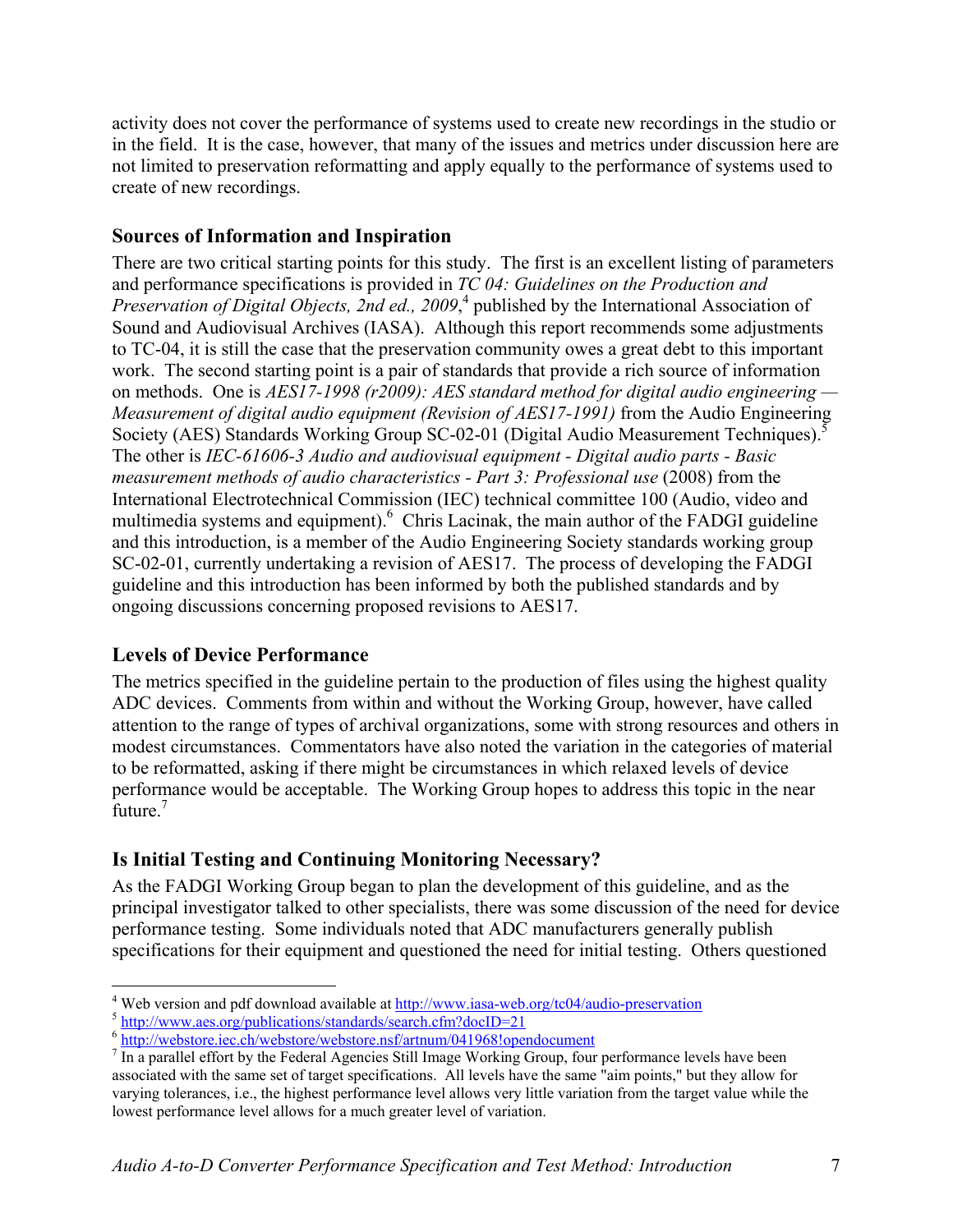activity does not cover the performance of systems used to create new recordings in the studio or in the field. It is the case, however, that many of the issues and metrics under discussion here are not limited to preservation reformatting and apply equally to the performance of systems used to create of new recordings.

## Sources of Information and Inspiration

There are two critical starting points for this study. The first is an excellent listing of parameters and performance specifications is provided in *TC 04: Guidelines on the Production and Preservation of Digital Objects, 2nd ed., 2009*,[4] published by the International Association of Sound and Audiovisual Archives (IASA). Although this report recommends some adjustments to TC-04, it is still the case that the preservation community owes a great debt to this important work. The second starting point is a pair of standards that provide a rich source of information on methods. One is *AES17-1998 (r2009): AES standard method for digital audio engineering — Measurement of digital audio equipment (Revision of AES17-1991)* from the Audio Engineering Society (AES) Standards Working Group SC-02-01 (Digital Audio Measurement Techniques).[5] The other is *IEC-61606-3 Audio and audiovisual equipment - Digital audio parts - Basic measurement methods of audio characteristics - Part 3: Professional use* (2008) from the International Electrotechnical Commission (IEC) technical committee 100 (Audio, video and multimedia systems and equipment).[6] Chris Lacinak, the main author of the FADGI guideline and this introduction, is a member of the Audio Engineering Society standards working group SC-02-01, currently undertaking a revision of AES17. The process of developing the FADGI guideline and this introduction has been informed by both the published standards and by ongoing discussions concerning proposed revisions to AES17.

## Levels of Device Performance

The metrics specified in the guideline pertain to the production of files using the highest quality ADC devices. Comments from within and without the Working Group, however, have called attention to the range of types of archival organizations, some with strong resources and others in modest circumstances. Commentators have also noted the variation in the categories of material to be reformatted, asking if there might be circumstances in which relaxed levels of device performance would be acceptable. The Working Group hopes to address this topic in the near future.[7]

## Is Initial Testing and Continuing Monitoring Necessary?

As the FADGI Working Group began to plan the development of this guideline, and as the principal investigator talked to other specialists, there was some discussion of the need for device performance testing. Some individuals noted that ADC manufacturers generally publish specifications for their equipment and questioned the need for initial testing. Others questioned

---

[4] Web version and pdf download available at http://www.iasa-web.org/tc04/audio-preservation

[5] http://www.aes.org/publications/standards/search.cfm?docID=21

[6] http://webstore.iec.ch/webstore/webstore.nsf/artnum/041968!opendocument

[7] In a parallel effort by the Federal Agencies Still Image Working Group, four performance levels have been associated with the same set of target specifications. All levels have the same "aim points," but they allow for varying tolerances, i.e., the highest performance level allows very little variation from the target value while the lowest performance level allows for a much greater level of variation.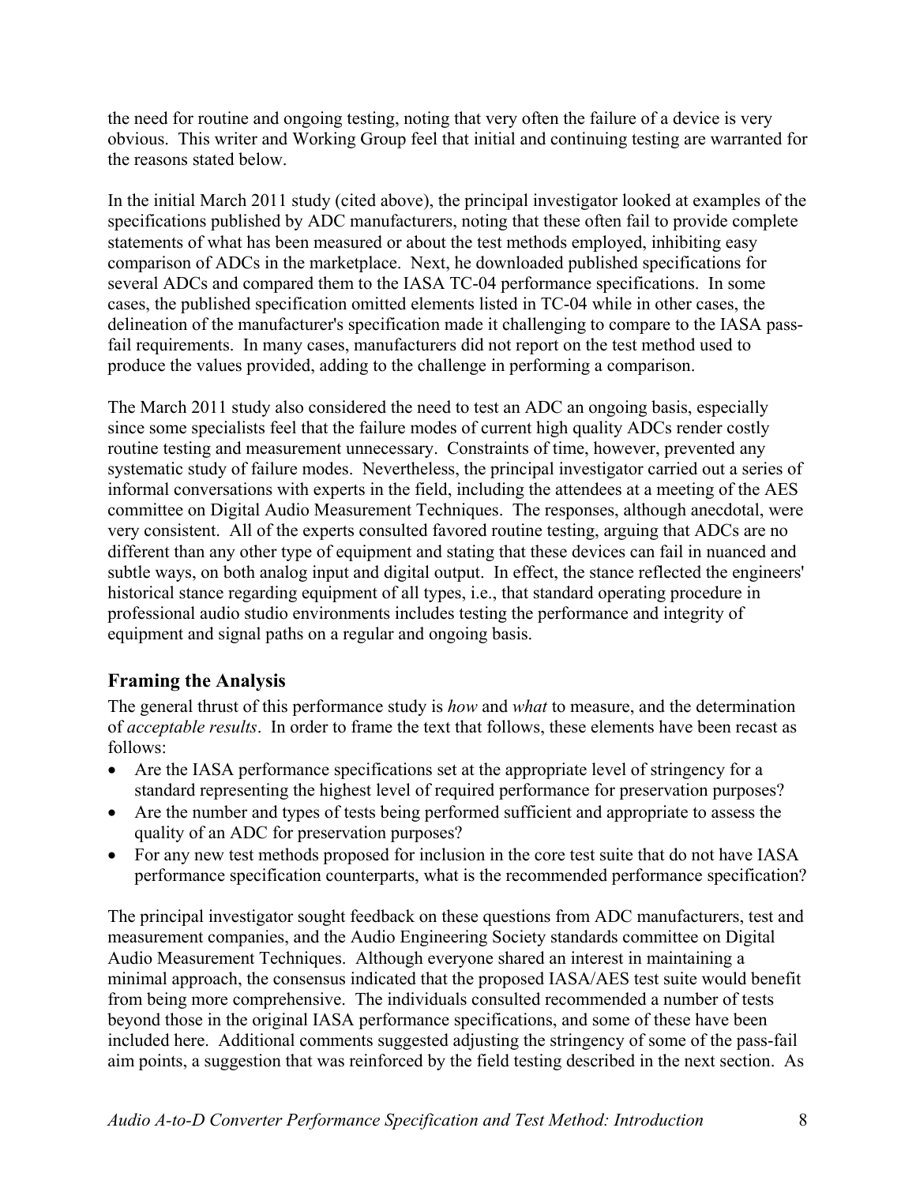the need for routine and ongoing testing, noting that very often the failure of a device is very obvious. This writer and Working Group feel that initial and continuing testing are warranted for the reasons stated below.

In the initial March 2011 study (cited above), the principal investigator looked at examples of the specifications published by ADC manufacturers, noting that these often fail to provide complete statements of what has been measured or about the test methods employed, inhibiting easy comparison of ADCs in the marketplace. Next, he downloaded published specifications for several ADCs and compared them to the IASA TC-04 performance specifications. In some cases, the published specification omitted elements listed in TC-04 while in other cases, the delineation of the manufacturer's specification made it challenging to compare to the IASA pass-fail requirements. In many cases, manufacturers did not report on the test method used to produce the values provided, adding to the challenge in performing a comparison.

The March 2011 study also considered the need to test an ADC an ongoing basis, especially since some specialists feel that the failure modes of current high quality ADCs render costly routine testing and measurement unnecessary. Constraints of time, however, prevented any systematic study of failure modes. Nevertheless, the principal investigator carried out a series of informal conversations with experts in the field, including the attendees at a meeting of the AES committee on Digital Audio Measurement Techniques. The responses, although anecdotal, were very consistent. All of the experts consulted favored routine testing, arguing that ADCs are no different than any other type of equipment and stating that these devices can fail in nuanced and subtle ways, on both analog input and digital output. In effect, the stance reflected the engineers' historical stance regarding equipment of all types, i.e., that standard operating procedure in professional audio studio environments includes testing the performance and integrity of equipment and signal paths on a regular and ongoing basis.

## Framing the Analysis

The general thrust of this performance study is *how* and *what* to measure, and the determination of *acceptable results*. In order to frame the text that follows, these elements have been recast as follows:

- Are the IASA performance specifications set at the appropriate level of stringency for a standard representing the highest level of required performance for preservation purposes?
- Are the number and types of tests being performed sufficient and appropriate to assess the quality of an ADC for preservation purposes?
- For any new test methods proposed for inclusion in the core test suite that do not have IASA performance specification counterparts, what is the recommended performance specification?

The principal investigator sought feedback on these questions from ADC manufacturers, test and measurement companies, and the Audio Engineering Society standards committee on Digital Audio Measurement Techniques. Although everyone shared an interest in maintaining a minimal approach, the consensus indicated that the proposed IASA/AES test suite would benefit from being more comprehensive. The individuals consulted recommended a number of tests beyond those in the original IASA performance specifications, and some of these have been included here. Additional comments suggested adjusting the stringency of some of the pass-fail aim points, a suggestion that was reinforced by the field testing described in the next section. As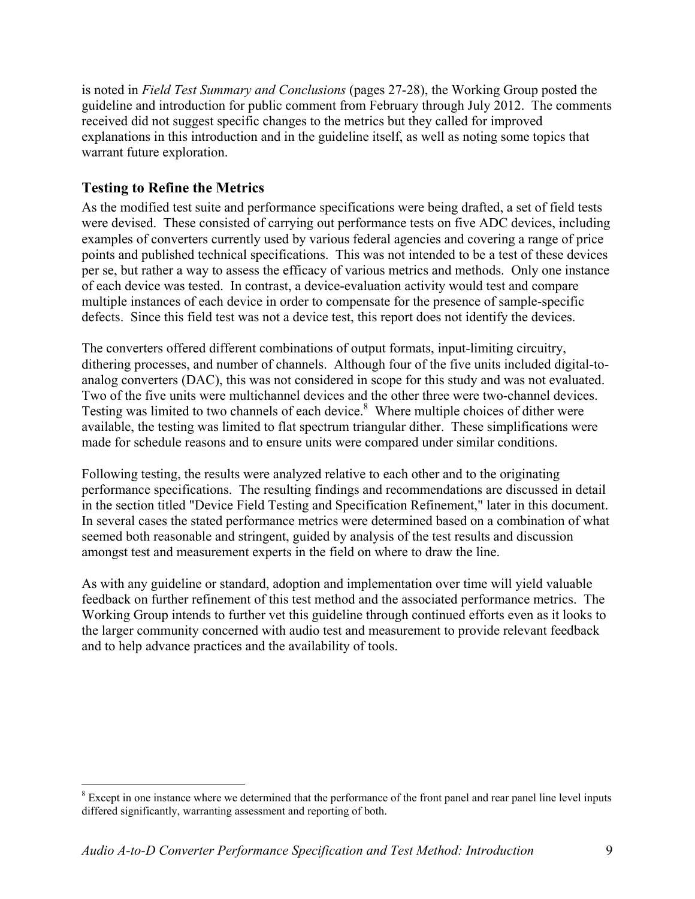is noted in *Field Test Summary and Conclusions* (pages 27-28), the Working Group posted the guideline and introduction for public comment from February through July 2012. The comments received did not suggest specific changes to the metrics but they called for improved explanations in this introduction and in the guideline itself, as well as noting some topics that warrant future exploration.

## Testing to Refine the Metrics

As the modified test suite and performance specifications were being drafted, a set of field tests were devised. These consisted of carrying out performance tests on five ADC devices, including examples of converters currently used by various federal agencies and covering a range of price points and published technical specifications. This was not intended to be a test of these devices per se, but rather a way to assess the efficacy of various metrics and methods. Only one instance of each device was tested. In contrast, a device-evaluation activity would test and compare multiple instances of each device in order to compensate for the presence of sample-specific defects. Since this field test was not a device test, this report does not identify the devices.

The converters offered different combinations of output formats, input-limiting circuitry, dithering processes, and number of channels. Although four of the five units included digital-to-analog converters (DAC), this was not considered in scope for this study and was not evaluated. Two of the five units were multichannel devices and the other three were two-channel devices. Testing was limited to two channels of each device.[8] Where multiple choices of dither were available, the testing was limited to flat spectrum triangular dither. These simplifications were made for schedule reasons and to ensure units were compared under similar conditions.

Following testing, the results were analyzed relative to each other and to the originating performance specifications. The resulting findings and recommendations are discussed in detail in the section titled "Device Field Testing and Specification Refinement," later in this document. In several cases the stated performance metrics were determined based on a combination of what seemed both reasonable and stringent, guided by analysis of the test results and discussion amongst test and measurement experts in the field on where to draw the line.

As with any guideline or standard, adoption and implementation over time will yield valuable feedback on further refinement of this test method and the associated performance metrics. The Working Group intends to further vet this guideline through continued efforts even as it looks to the larger community concerned with audio test and measurement to provide relevant feedback and to help advance practices and the availability of tools.

[8] Except in one instance where we determined that the performance of the front panel and rear panel line level inputs differed significantly, warranting assessment and reporting of both.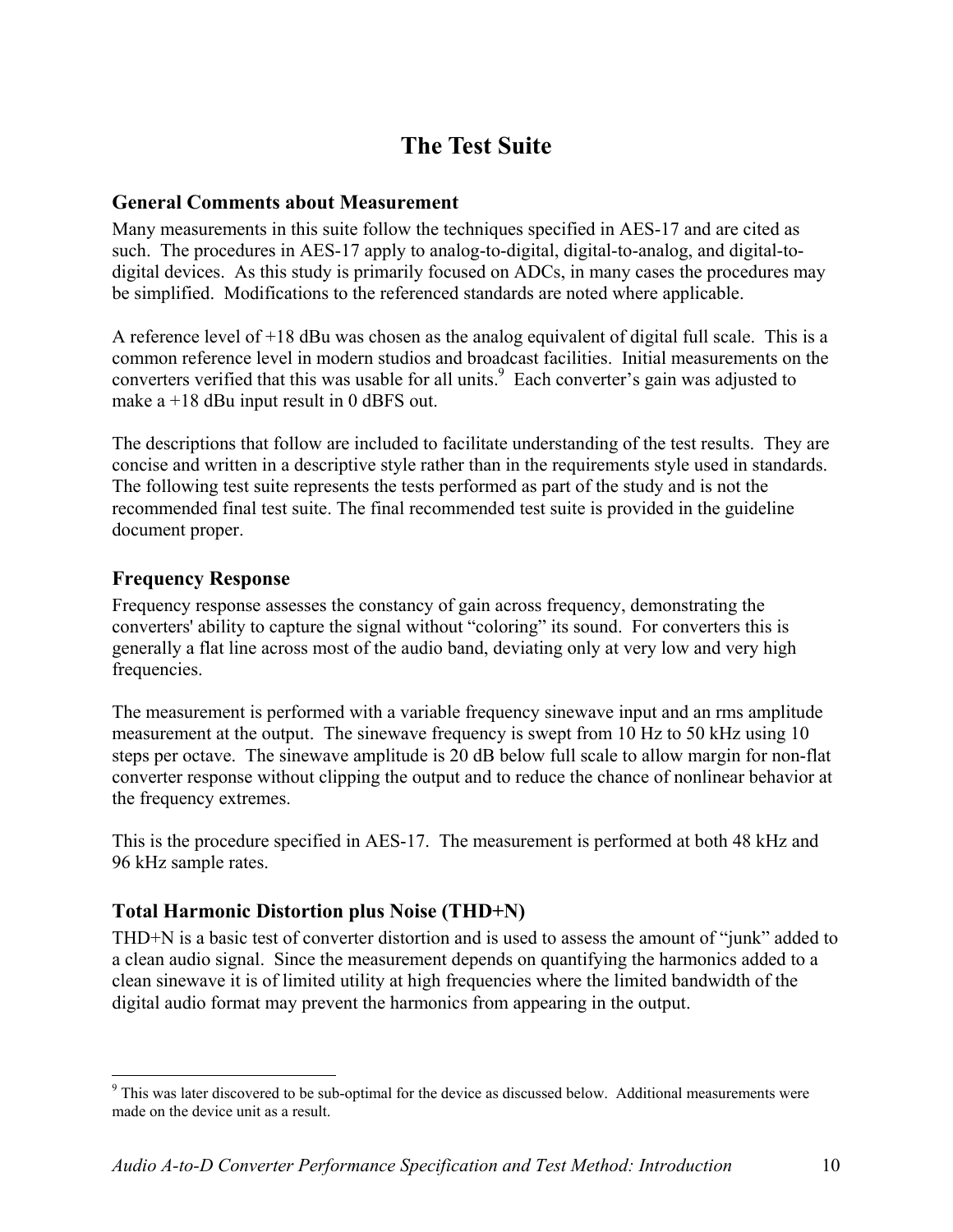# The Test Suite

## General Comments about Measurement

Many measurements in this suite follow the techniques specified in AES-17 and are cited as such. The procedures in AES-17 apply to analog-to-digital, digital-to-analog, and digital-to-digital devices. As this study is primarily focused on ADCs, in many cases the procedures may be simplified. Modifications to the referenced standards are noted where applicable.

A reference level of +18 dBu was chosen as the analog equivalent of digital full scale. This is a common reference level in modern studios and broadcast facilities. Initial measurements on the converters verified that this was usable for all units.[9] Each converter's gain was adjusted to make a +18 dBu input result in 0 dBFS out.

The descriptions that follow are included to facilitate understanding of the test results. They are concise and written in a descriptive style rather than in the requirements style used in standards. The following test suite represents the tests performed as part of the study and is not the recommended final test suite. The final recommended test suite is provided in the guideline document proper.

## Frequency Response

Frequency response assesses the constancy of gain across frequency, demonstrating the converters' ability to capture the signal without "coloring" its sound. For converters this is generally a flat line across most of the audio band, deviating only at very low and very high frequencies.

The measurement is performed with a variable frequency sinewave input and an rms amplitude measurement at the output. The sinewave frequency is swept from 10 Hz to 50 kHz using 10 steps per octave. The sinewave amplitude is 20 dB below full scale to allow margin for non-flat converter response without clipping the output and to reduce the chance of nonlinear behavior at the frequency extremes.

This is the procedure specified in AES-17. The measurement is performed at both 48 kHz and 96 kHz sample rates.

## Total Harmonic Distortion plus Noise (THD+N)

THD+N is a basic test of converter distortion and is used to assess the amount of "junk" added to a clean audio signal. Since the measurement depends on quantifying the harmonics added to a clean sinewave it is of limited utility at high frequencies where the limited bandwidth of the digital audio format may prevent the harmonics from appearing in the output.

---

[9] This was later discovered to be sub-optimal for the device as discussed below. Additional measurements were made on the device unit as a result.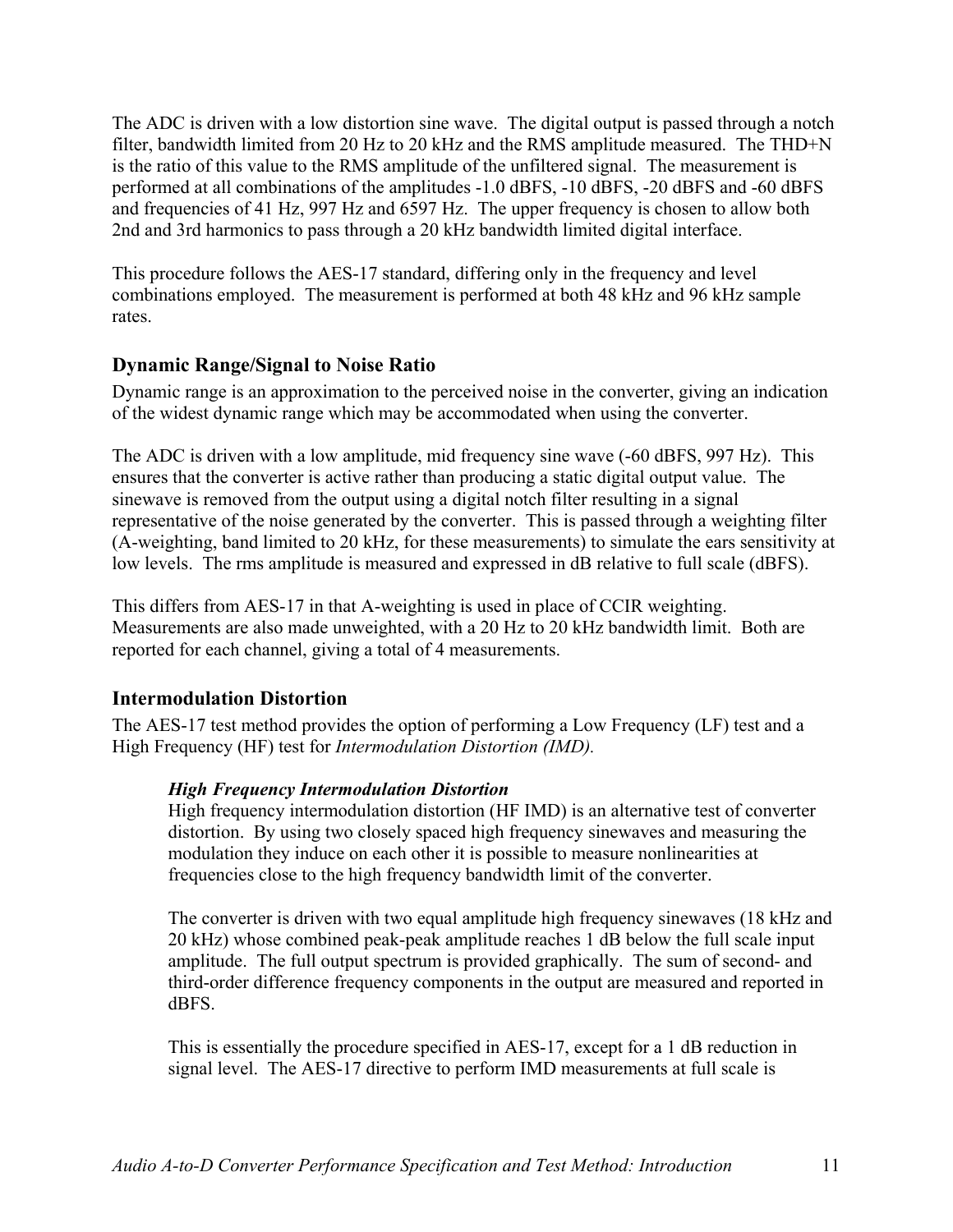The ADC is driven with a low distortion sine wave. The digital output is passed through a notch filter, bandwidth limited from 20 Hz to 20 kHz and the RMS amplitude measured. The THD+N is the ratio of this value to the RMS amplitude of the unfiltered signal. The measurement is performed at all combinations of the amplitudes -1.0 dBFS, -10 dBFS, -20 dBFS and -60 dBFS and frequencies of 41 Hz, 997 Hz and 6597 Hz. The upper frequency is chosen to allow both 2nd and 3rd harmonics to pass through a 20 kHz bandwidth limited digital interface.

This procedure follows the AES-17 standard, differing only in the frequency and level combinations employed. The measurement is performed at both 48 kHz and 96 kHz sample rates.

### Dynamic Range/Signal to Noise Ratio

Dynamic range is an approximation to the perceived noise in the converter, giving an indication of the widest dynamic range which may be accommodated when using the converter.

The ADC is driven with a low amplitude, mid frequency sine wave (-60 dBFS, 997 Hz). This ensures that the converter is active rather than producing a static digital output value. The sinewave is removed from the output using a digital notch filter resulting in a signal representative of the noise generated by the converter. This is passed through a weighting filter (A-weighting, band limited to 20 kHz, for these measurements) to simulate the ears sensitivity at low levels. The rms amplitude is measured and expressed in dB relative to full scale (dBFS).

This differs from AES-17 in that A-weighting is used in place of CCIR weighting. Measurements are also made unweighted, with a 20 Hz to 20 kHz bandwidth limit. Both are reported for each channel, giving a total of 4 measurements.

### Intermodulation Distortion

The AES-17 test method provides the option of performing a Low Frequency (LF) test and a High Frequency (HF) test for *Intermodulation Distortion (IMD).*

> ***High Frequency Intermodulation Distortion***
>
> High frequency intermodulation distortion (HF IMD) is an alternative test of converter distortion. By using two closely spaced high frequency sinewaves and measuring the modulation they induce on each other it is possible to measure nonlinearities at frequencies close to the high frequency bandwidth limit of the converter.
>
> The converter is driven with two equal amplitude high frequency sinewaves (18 kHz and 20 kHz) whose combined peak-peak amplitude reaches 1 dB below the full scale input amplitude. The full output spectrum is provided graphically. The sum of second- and third-order difference frequency components in the output are measured and reported in dBFS.
>
> This is essentially the procedure specified in AES-17, except for a 1 dB reduction in signal level. The AES-17 directive to perform IMD measurements at full scale is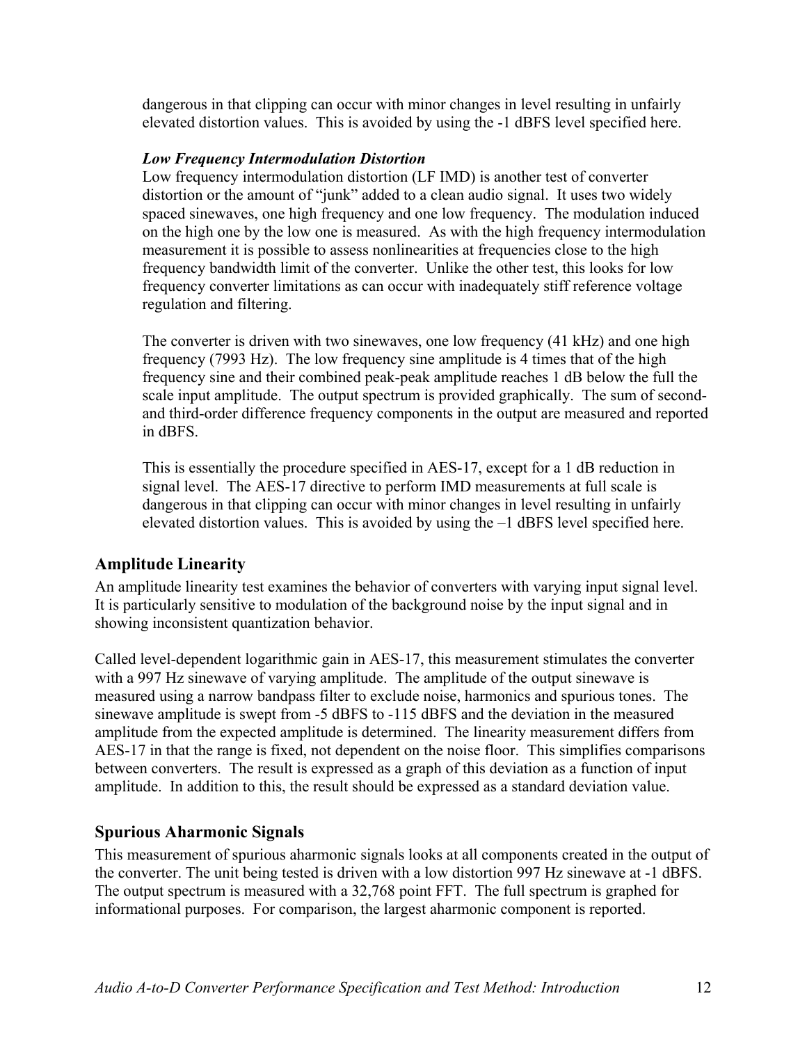dangerous in that clipping can occur with minor changes in level resulting in unfairly elevated distortion values. This is avoided by using the -1 dBFS level specified here.

***Low Frequency Intermodulation Distortion***

Low frequency intermodulation distortion (LF IMD) is another test of converter distortion or the amount of "junk" added to a clean audio signal. It uses two widely spaced sinewaves, one high frequency and one low frequency. The modulation induced on the high one by the low one is measured. As with the high frequency intermodulation measurement it is possible to assess nonlinearities at frequencies close to the high frequency bandwidth limit of the converter. Unlike the other test, this looks for low frequency converter limitations as can occur with inadequately stiff reference voltage regulation and filtering.

The converter is driven with two sinewaves, one low frequency (41 kHz) and one high frequency (7993 Hz). The low frequency sine amplitude is 4 times that of the high frequency sine and their combined peak-peak amplitude reaches 1 dB below the full the scale input amplitude. The output spectrum is provided graphically. The sum of second- and third-order difference frequency components in the output are measured and reported in dBFS.

This is essentially the procedure specified in AES-17, except for a 1 dB reduction in signal level. The AES-17 directive to perform IMD measurements at full scale is dangerous in that clipping can occur with minor changes in level resulting in unfairly elevated distortion values. This is avoided by using the –1 dBFS level specified here.

## Amplitude Linearity

An amplitude linearity test examines the behavior of converters with varying input signal level. It is particularly sensitive to modulation of the background noise by the input signal and in showing inconsistent quantization behavior.

Called level-dependent logarithmic gain in AES-17, this measurement stimulates the converter with a 997 Hz sinewave of varying amplitude. The amplitude of the output sinewave is measured using a narrow bandpass filter to exclude noise, harmonics and spurious tones. The sinewave amplitude is swept from -5 dBFS to -115 dBFS and the deviation in the measured amplitude from the expected amplitude is determined. The linearity measurement differs from AES-17 in that the range is fixed, not dependent on the noise floor. This simplifies comparisons between converters. The result is expressed as a graph of this deviation as a function of input amplitude. In addition to this, the result should be expressed as a standard deviation value.

## Spurious Aharmonic Signals

This measurement of spurious aharmonic signals looks at all components created in the output of the converter. The unit being tested is driven with a low distortion 997 Hz sinewave at -1 dBFS. The output spectrum is measured with a 32,768 point FFT. The full spectrum is graphed for informational purposes. For comparison, the largest aharmonic component is reported.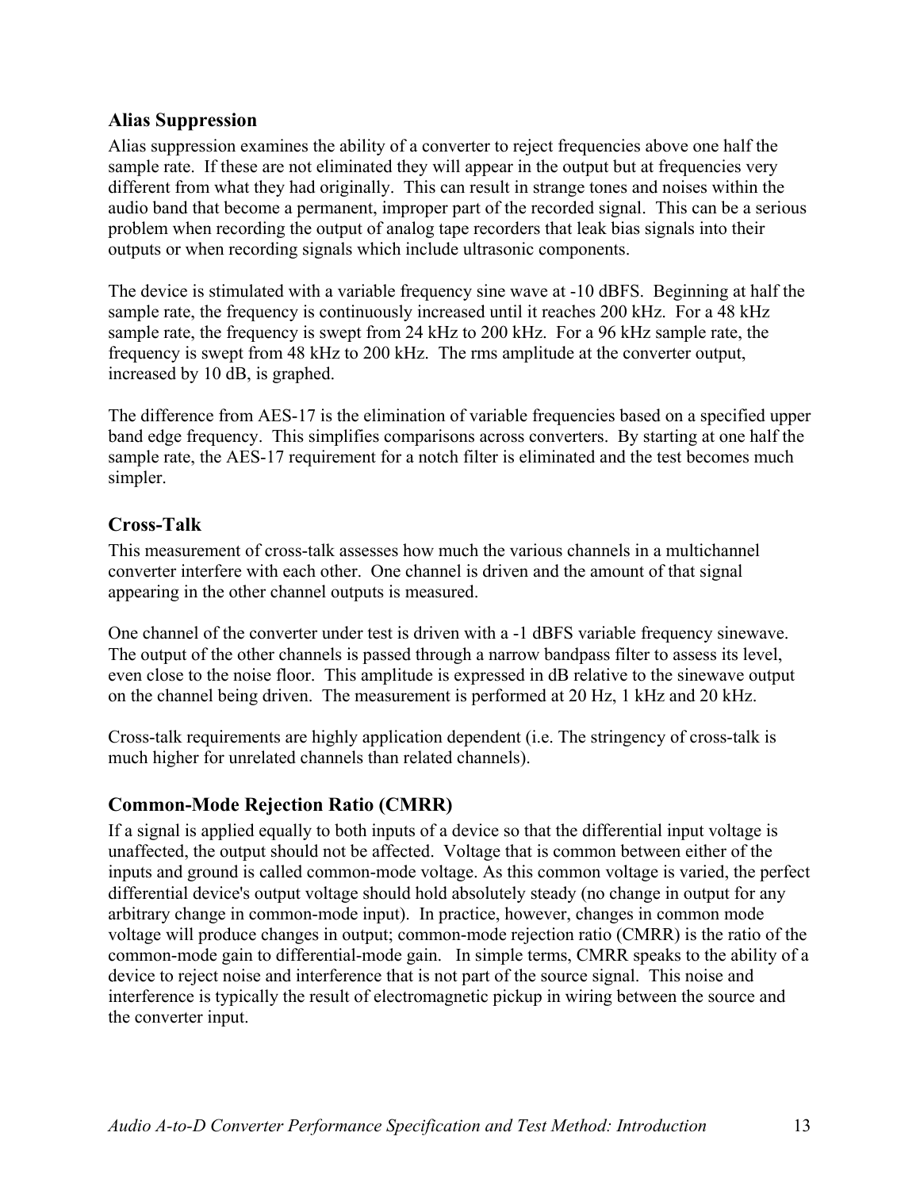### Alias Suppression

Alias suppression examines the ability of a converter to reject frequencies above one half the sample rate. If these are not eliminated they will appear in the output but at frequencies very different from what they had originally. This can result in strange tones and noises within the audio band that become a permanent, improper part of the recorded signal. This can be a serious problem when recording the output of analog tape recorders that leak bias signals into their outputs or when recording signals which include ultrasonic components.

The device is stimulated with a variable frequency sine wave at -10 dBFS. Beginning at half the sample rate, the frequency is continuously increased until it reaches 200 kHz. For a 48 kHz sample rate, the frequency is swept from 24 kHz to 200 kHz. For a 96 kHz sample rate, the frequency is swept from 48 kHz to 200 kHz. The rms amplitude at the converter output, increased by 10 dB, is graphed.

The difference from AES-17 is the elimination of variable frequencies based on a specified upper band edge frequency. This simplifies comparisons across converters. By starting at one half the sample rate, the AES-17 requirement for a notch filter is eliminated and the test becomes much simpler.

### Cross-Talk

This measurement of cross-talk assesses how much the various channels in a multichannel converter interfere with each other. One channel is driven and the amount of that signal appearing in the other channel outputs is measured.

One channel of the converter under test is driven with a -1 dBFS variable frequency sinewave. The output of the other channels is passed through a narrow bandpass filter to assess its level, even close to the noise floor. This amplitude is expressed in dB relative to the sinewave output on the channel being driven. The measurement is performed at 20 Hz, 1 kHz and 20 kHz.

Cross-talk requirements are highly application dependent (i.e. The stringency of cross-talk is much higher for unrelated channels than related channels).

### Common-Mode Rejection Ratio (CMRR)

If a signal is applied equally to both inputs of a device so that the differential input voltage is unaffected, the output should not be affected. Voltage that is common between either of the inputs and ground is called common-mode voltage. As this common voltage is varied, the perfect differential device's output voltage should hold absolutely steady (no change in output for any arbitrary change in common-mode input). In practice, however, changes in common mode voltage will produce changes in output; common-mode rejection ratio (CMRR) is the ratio of the common-mode gain to differential-mode gain. In simple terms, CMRR speaks to the ability of a device to reject noise and interference that is not part of the source signal. This noise and interference is typically the result of electromagnetic pickup in wiring between the source and the converter input.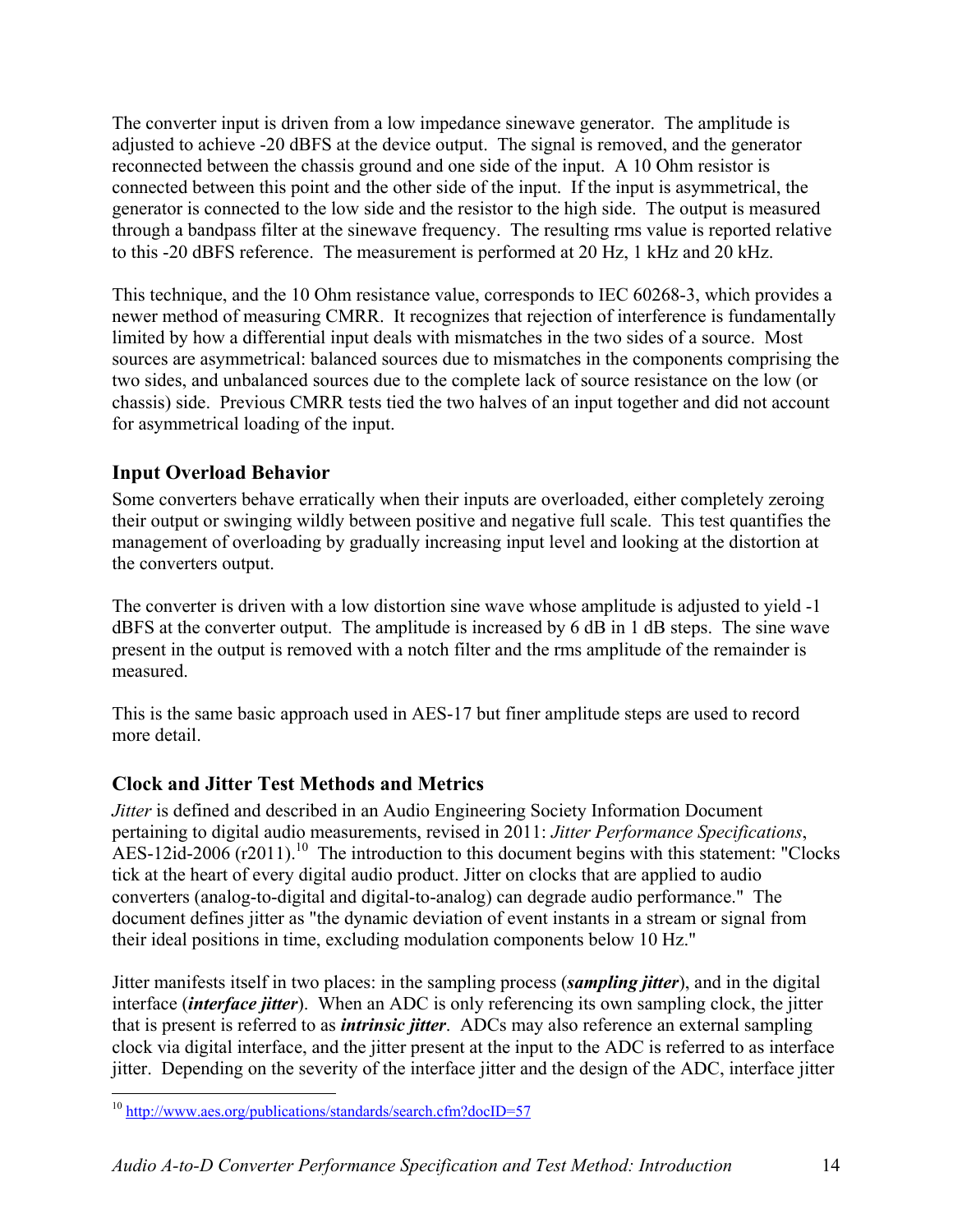The converter input is driven from a low impedance sinewave generator. The amplitude is adjusted to achieve -20 dBFS at the device output. The signal is removed, and the generator reconnected between the chassis ground and one side of the input. A 10 Ohm resistor is connected between this point and the other side of the input. If the input is asymmetrical, the generator is connected to the low side and the resistor to the high side. The output is measured through a bandpass filter at the sinewave frequency. The resulting rms value is reported relative to this -20 dBFS reference. The measurement is performed at 20 Hz, 1 kHz and 20 kHz.

This technique, and the 10 Ohm resistance value, corresponds to IEC 60268-3, which provides a newer method of measuring CMRR. It recognizes that rejection of interference is fundamentally limited by how a differential input deals with mismatches in the two sides of a source. Most sources are asymmetrical: balanced sources due to mismatches in the components comprising the two sides, and unbalanced sources due to the complete lack of source resistance on the low (or chassis) side. Previous CMRR tests tied the two halves of an input together and did not account for asymmetrical loading of the input.

## Input Overload Behavior

Some converters behave erratically when their inputs are overloaded, either completely zeroing their output or swinging wildly between positive and negative full scale. This test quantifies the management of overloading by gradually increasing input level and looking at the distortion at the converters output.

The converter is driven with a low distortion sine wave whose amplitude is adjusted to yield -1 dBFS at the converter output. The amplitude is increased by 6 dB in 1 dB steps. The sine wave present in the output is removed with a notch filter and the rms amplitude of the remainder is measured.

This is the same basic approach used in AES-17 but finer amplitude steps are used to record more detail.

## Clock and Jitter Test Methods and Metrics

*Jitter* is defined and described in an Audio Engineering Society Information Document pertaining to digital audio measurements, revised in 2011: *Jitter Performance Specifications*, AES-12id-2006 (r2011).[10] The introduction to this document begins with this statement: "Clocks tick at the heart of every digital audio product. Jitter on clocks that are applied to audio converters (analog-to-digital and digital-to-analog) can degrade audio performance." The document defines jitter as "the dynamic deviation of event instants in a stream or signal from their ideal positions in time, excluding modulation components below 10 Hz."

Jitter manifests itself in two places: in the sampling process (***sampling jitter***), and in the digital interface (***interface jitter***). When an ADC is only referencing its own sampling clock, the jitter that is present is referred to as ***intrinsic jitter***. ADCs may also reference an external sampling clock via digital interface, and the jitter present at the input to the ADC is referred to as interface jitter. Depending on the severity of the interface jitter and the design of the ADC, interface jitter

[10] http://www.aes.org/publications/standards/search.cfm?docID=57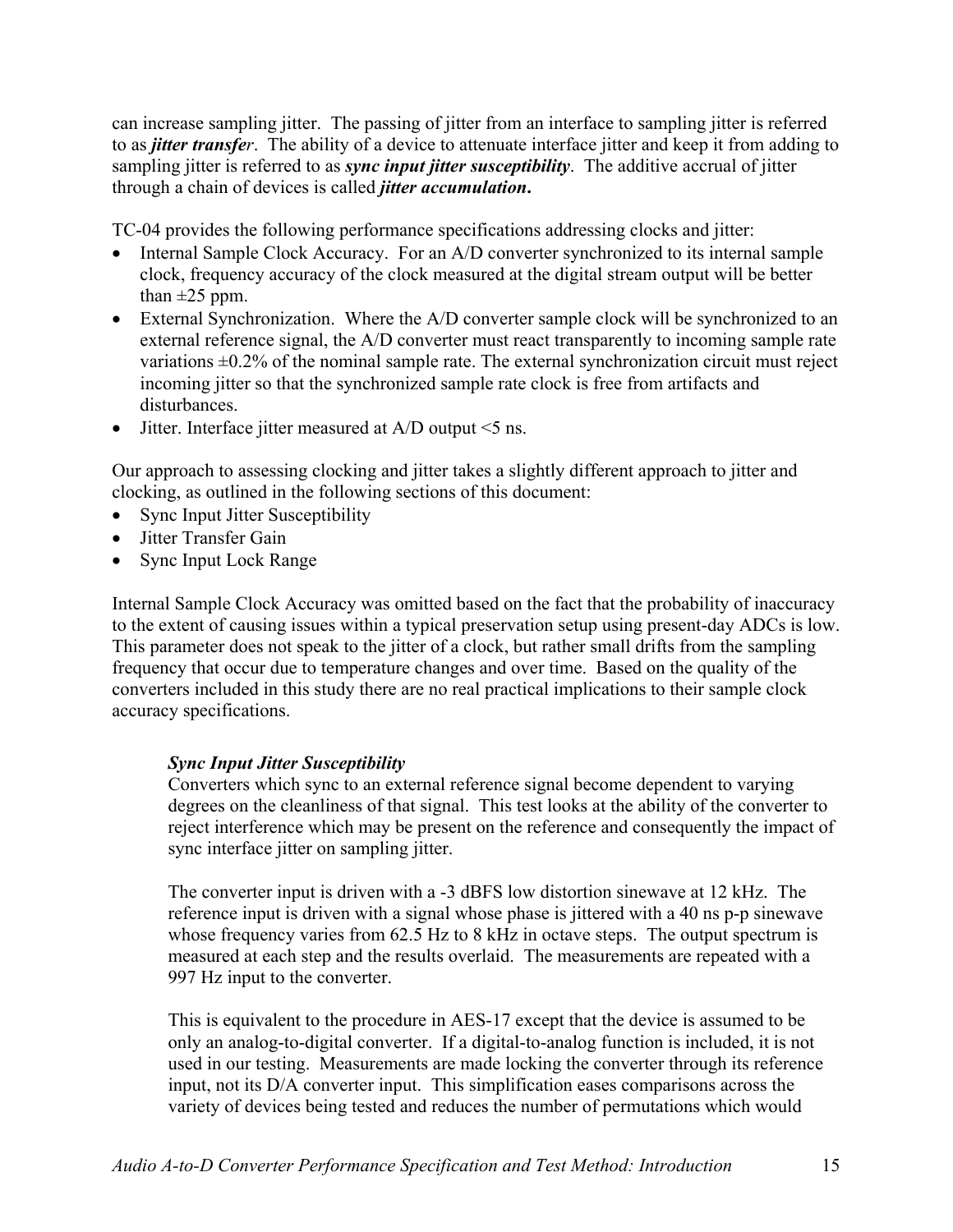can increase sampling jitter. The passing of jitter from an interface to sampling jitter is referred to as ***jitter transfer***. The ability of a device to attenuate interface jitter and keep it from adding to sampling jitter is referred to as ***sync input jitter susceptibility***. The additive accrual of jitter through a chain of devices is called ***jitter accumulation*.**

TC-04 provides the following performance specifications addressing clocks and jitter:

- Internal Sample Clock Accuracy. For an A/D converter synchronized to its internal sample clock, frequency accuracy of the clock measured at the digital stream output will be better than ±25 ppm.
- External Synchronization. Where the A/D converter sample clock will be synchronized to an external reference signal, the A/D converter must react transparently to incoming sample rate variations ±0.2% of the nominal sample rate. The external synchronization circuit must reject incoming jitter so that the synchronized sample rate clock is free from artifacts and disturbances.
- Jitter. Interface jitter measured at A/D output <5 ns.

Our approach to assessing clocking and jitter takes a slightly different approach to jitter and clocking, as outlined in the following sections of this document:

- Sync Input Jitter Susceptibility
- Jitter Transfer Gain
- Sync Input Lock Range

Internal Sample Clock Accuracy was omitted based on the fact that the probability of inaccuracy to the extent of causing issues within a typical preservation setup using present-day ADCs is low. This parameter does not speak to the jitter of a clock, but rather small drifts from the sampling frequency that occur due to temperature changes and over time. Based on the quality of the converters included in this study there are no real practical implications to their sample clock accuracy specifications.

### *Sync Input Jitter Susceptibility*

Converters which sync to an external reference signal become dependent to varying degrees on the cleanliness of that signal. This test looks at the ability of the converter to reject interference which may be present on the reference and consequently the impact of sync interface jitter on sampling jitter.

The converter input is driven with a -3 dBFS low distortion sinewave at 12 kHz. The reference input is driven with a signal whose phase is jittered with a 40 ns p-p sinewave whose frequency varies from 62.5 Hz to 8 kHz in octave steps. The output spectrum is measured at each step and the results overlaid. The measurements are repeated with a 997 Hz input to the converter.

This is equivalent to the procedure in AES-17 except that the device is assumed to be only an analog-to-digital converter. If a digital-to-analog function is included, it is not used in our testing. Measurements are made locking the converter through its reference input, not its D/A converter input. This simplification eases comparisons across the variety of devices being tested and reduces the number of permutations which would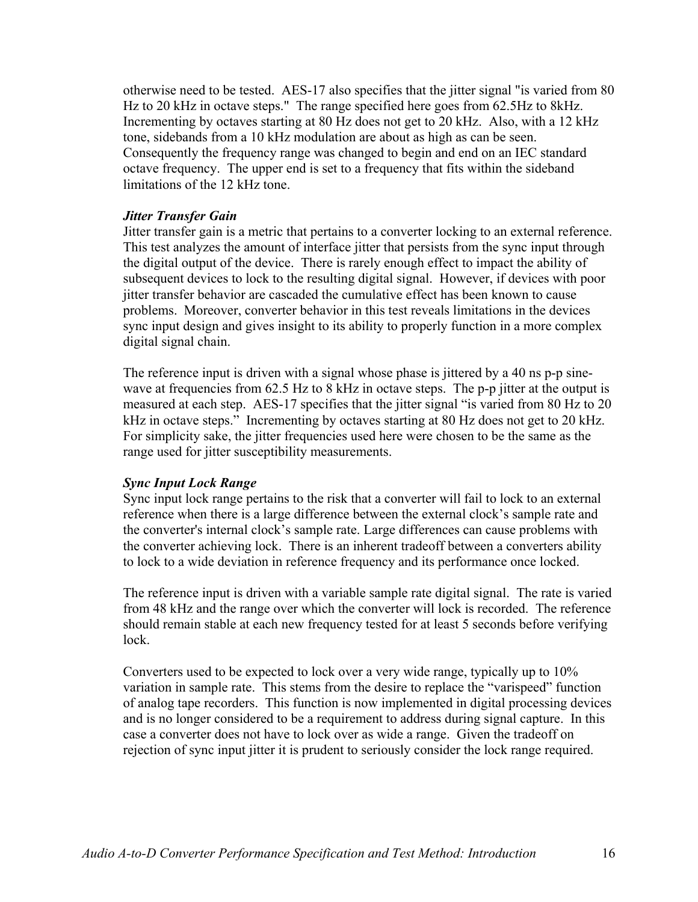otherwise need to be tested. AES-17 also specifies that the jitter signal "is varied from 80 Hz to 20 kHz in octave steps." The range specified here goes from 62.5Hz to 8kHz. Incrementing by octaves starting at 80 Hz does not get to 20 kHz. Also, with a 12 kHz tone, sidebands from a 10 kHz modulation are about as high as can be seen. Consequently the frequency range was changed to begin and end on an IEC standard octave frequency. The upper end is set to a frequency that fits within the sideband limitations of the 12 kHz tone.

***Jitter Transfer Gain***

Jitter transfer gain is a metric that pertains to a converter locking to an external reference. This test analyzes the amount of interface jitter that persists from the sync input through the digital output of the device. There is rarely enough effect to impact the ability of subsequent devices to lock to the resulting digital signal. However, if devices with poor jitter transfer behavior are cascaded the cumulative effect has been known to cause problems. Moreover, converter behavior in this test reveals limitations in the devices sync input design and gives insight to its ability to properly function in a more complex digital signal chain.

The reference input is driven with a signal whose phase is jittered by a 40 ns p-p sine-wave at frequencies from 62.5 Hz to 8 kHz in octave steps. The p-p jitter at the output is measured at each step. AES-17 specifies that the jitter signal "is varied from 80 Hz to 20 kHz in octave steps." Incrementing by octaves starting at 80 Hz does not get to 20 kHz. For simplicity sake, the jitter frequencies used here were chosen to be the same as the range used for jitter susceptibility measurements.

***Sync Input Lock Range***

Sync input lock range pertains to the risk that a converter will fail to lock to an external reference when there is a large difference between the external clock's sample rate and the converter's internal clock's sample rate. Large differences can cause problems with the converter achieving lock. There is an inherent tradeoff between a converters ability to lock to a wide deviation in reference frequency and its performance once locked.

The reference input is driven with a variable sample rate digital signal. The rate is varied from 48 kHz and the range over which the converter will lock is recorded. The reference should remain stable at each new frequency tested for at least 5 seconds before verifying lock.

Converters used to be expected to lock over a very wide range, typically up to 10% variation in sample rate. This stems from the desire to replace the "varispeed" function of analog tape recorders. This function is now implemented in digital processing devices and is no longer considered to be a requirement to address during signal capture. In this case a converter does not have to lock over as wide a range. Given the tradeoff on rejection of sync input jitter it is prudent to seriously consider the lock range required.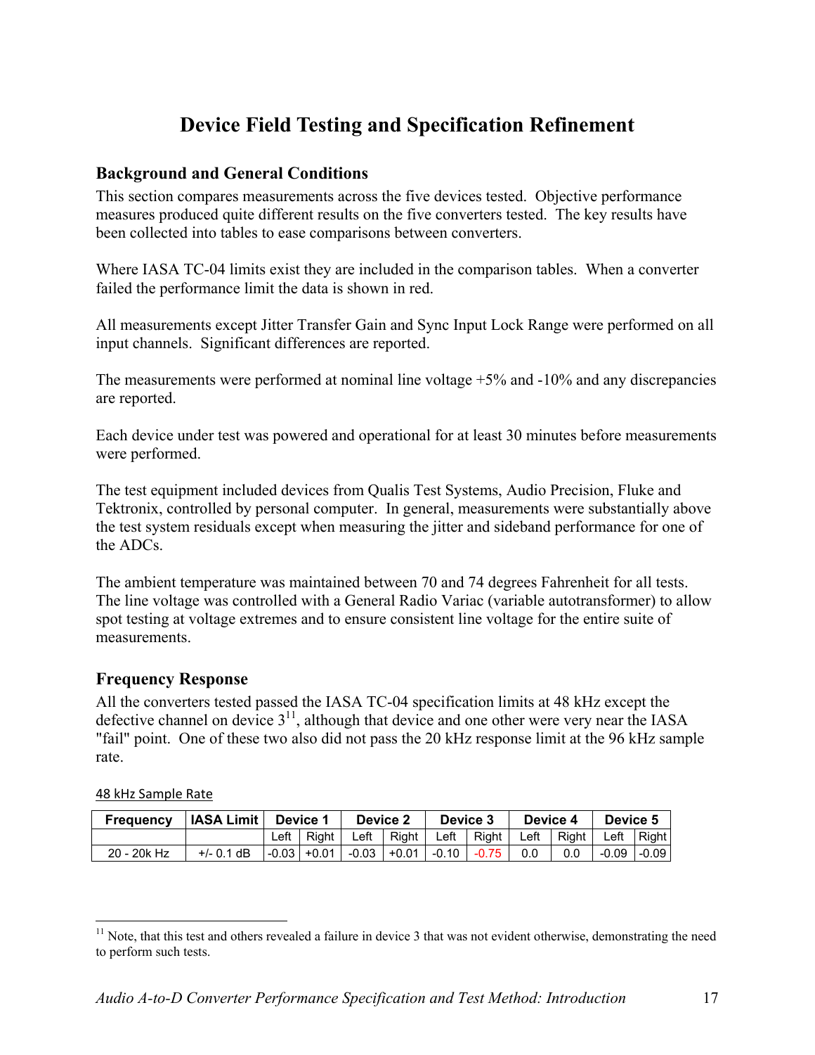# Device Field Testing and Specification Refinement

## Background and General Conditions

This section compares measurements across the five devices tested. Objective performance measures produced quite different results on the five converters tested. The key results have been collected into tables to ease comparisons between converters.

Where IASA TC-04 limits exist they are included in the comparison tables. When a converter failed the performance limit the data is shown in red.

All measurements except Jitter Transfer Gain and Sync Input Lock Range were performed on all input channels. Significant differences are reported.

The measurements were performed at nominal line voltage +5% and -10% and any discrepancies are reported.

Each device under test was powered and operational for at least 30 minutes before measurements were performed.

The test equipment included devices from Qualis Test Systems, Audio Precision, Fluke and Tektronix, controlled by personal computer. In general, measurements were substantially above the test system residuals except when measuring the jitter and sideband performance for one of the ADCs.

The ambient temperature was maintained between 70 and 74 degrees Fahrenheit for all tests. The line voltage was controlled with a General Radio Variac (variable autotransformer) to allow spot testing at voltage extremes and to ensure consistent line voltage for the entire suite of measurements.

## Frequency Response

All the converters tested passed the IASA TC-04 specification limits at 48 kHz except the defective channel on device 3[11], although that device and one other were very near the IASA "fail" point. One of these two also did not pass the 20 kHz response limit at the 96 kHz sample rate.

48 kHz Sample Rate

| Frequency | IASA Limit | Device 1 | | Device 2 | | Device 3 | | Device 4 | | Device 5 | |
|---|---|---|---|---|---|---|---|---|---|---|---|
| | | Left | Right | Left | Right | Left | Right | Left | Right | Left | Right |
| 20 - 20k Hz | +/- 0.1 dB | -0.03 | +0.01 | -0.03 | +0.01 | -0.10 | -0.75 | 0.0 | 0.0 | -0.09 | -0.09 |

[11] Note, that this test and others revealed a failure in device 3 that was not evident otherwise, demonstrating the need to perform such tests.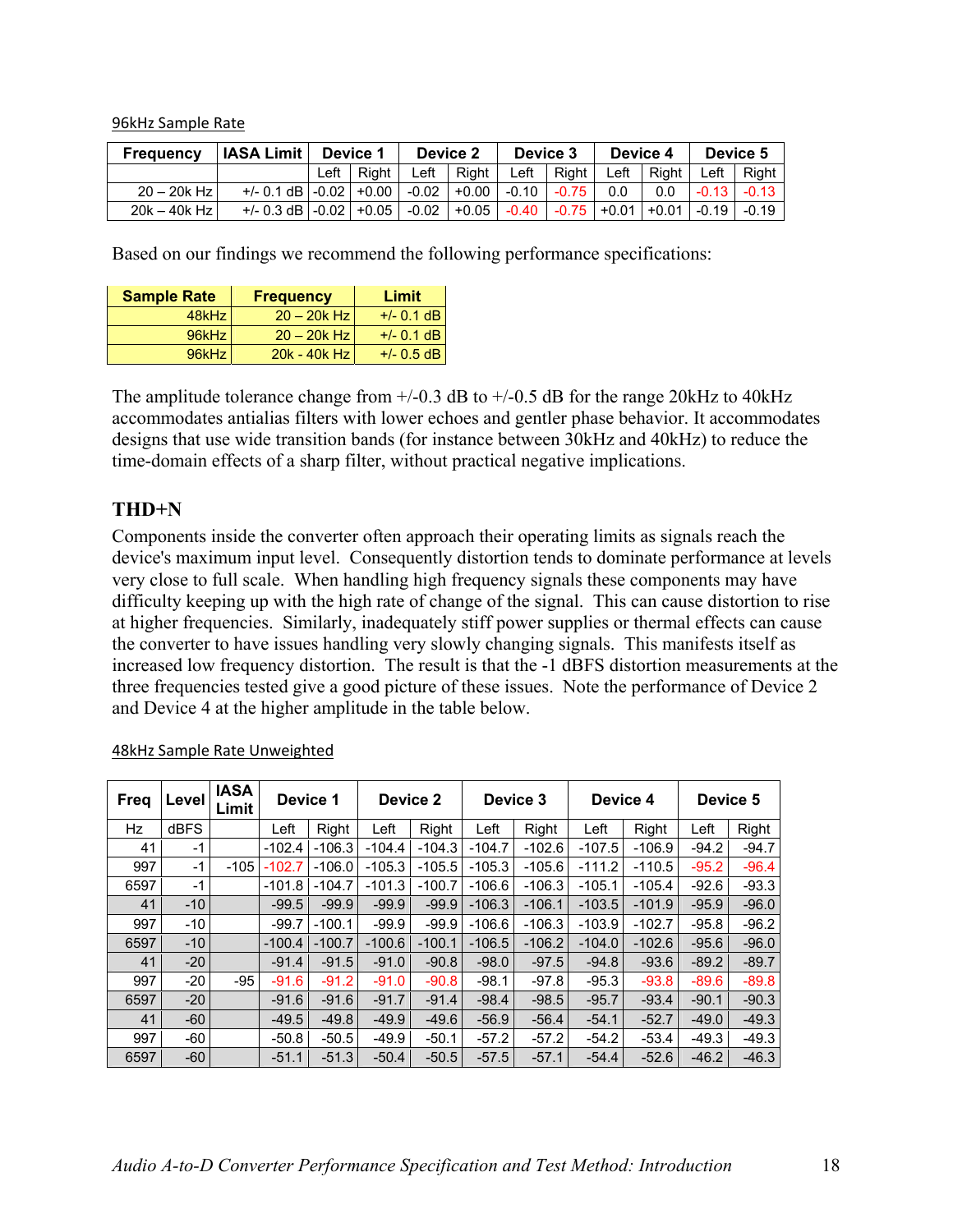96kHz Sample Rate

| Frequency | IASA Limit | Device 1 | | Device 2 | | Device 3 | | Device 4 | | Device 5 | |
|---|---|---|---|---|---|---|---|---|---|---|---|
| | | Left | Right | Left | Right | Left | Right | Left | Right | Left | Right |
| 20 – 20k Hz | +/- 0.1 dB | -0.02 | +0.00 | -0.02 | +0.00 | -0.10 | -0.75 | 0.0 | 0.0 | -0.13 | -0.13 |
| 20k – 40k Hz | +/- 0.3 dB | -0.02 | +0.05 | -0.02 | +0.05 | -0.40 | -0.75 | +0.01 | +0.01 | -0.19 | -0.19 |

Based on our findings we recommend the following performance specifications:

| Sample Rate | Frequency | Limit |
|---|---|---|
| 48kHz | 20 – 20k Hz | +/- 0.1 dB |
| 96kHz | 20 – 20k Hz | +/- 0.1 dB |
| 96kHz | 20k - 40k Hz | +/- 0.5 dB |

The amplitude tolerance change from +/-0.3 dB to +/-0.5 dB for the range 20kHz to 40kHz accommodates antialias filters with lower echoes and gentler phase behavior. It accommodates designs that use wide transition bands (for instance between 30kHz and 40kHz) to reduce the time-domain effects of a sharp filter, without practical negative implications.

## THD+N

Components inside the converter often approach their operating limits as signals reach the device's maximum input level. Consequently distortion tends to dominate performance at levels very close to full scale. When handling high frequency signals these components may have difficulty keeping up with the high rate of change of the signal. This can cause distortion to rise at higher frequencies. Similarly, inadequately stiff power supplies or thermal effects can cause the converter to have issues handling very slowly changing signals. This manifests itself as increased low frequency distortion. The result is that the -1 dBFS distortion measurements at the three frequencies tested give a good picture of these issues. Note the performance of Device 2 and Device 4 at the higher amplitude in the table below.

48kHz Sample Rate Unweighted

| Freq | Level | IASA Limit | Device 1 | | Device 2 | | Device 3 | | Device 4 | | Device 5 | |
|---|---|---|---|---|---|---|---|---|---|---|---|---|
| Hz | dBFS | | Left | Right | Left | Right | Left | Right | Left | Right | Left | Right |
| 41 | -1 | | -102.4 | -106.3 | -104.4 | -104.3 | -104.7 | -102.6 | -107.5 | -106.9 | -94.2 | -94.7 |
| 997 | -1 | -105 | -102.7 | -106.0 | -105.3 | -105.5 | -105.3 | -105.6 | -111.2 | -110.5 | -95.2 | -96.4 |
| 6597 | -1 | | -101.8 | -104.7 | -101.3 | -100.7 | -106.6 | -106.3 | -105.1 | -105.4 | -92.6 | -93.3 |
| 41 | -10 | | -99.5 | -99.9 | -99.9 | -99.9 | -106.3 | -106.1 | -103.5 | -101.9 | -95.9 | -96.0 |
| 997 | -10 | | -99.7 | -100.1 | -99.9 | -99.9 | -106.6 | -106.3 | -103.9 | -102.7 | -95.8 | -96.2 |
| 6597 | -10 | | -100.4 | -100.7 | -100.6 | -100.1 | -106.5 | -106.2 | -104.0 | -102.6 | -95.6 | -96.0 |
| 41 | -20 | | -91.4 | -91.5 | -91.0 | -90.8 | -98.0 | -97.5 | -94.8 | -93.6 | -89.2 | -89.7 |
| 997 | -20 | -95 | -91.6 | -91.2 | -91.0 | -90.8 | -98.1 | -97.8 | -95.3 | -93.8 | -89.6 | -89.8 |
| 6597 | -20 | | -91.6 | -91.6 | -91.7 | -91.4 | -98.4 | -98.5 | -95.7 | -93.4 | -90.1 | -90.3 |
| 41 | -60 | | -49.5 | -49.8 | -49.9 | -49.6 | -56.9 | -56.4 | -54.1 | -52.7 | -49.0 | -49.3 |
| 997 | -60 | | -50.8 | -50.5 | -49.9 | -50.1 | -57.2 | -57.2 | -54.2 | -53.4 | -49.3 | -49.3 |
| 6597 | -60 | | -51.1 | -51.3 | -50.4 | -50.5 | -57.5 | -57.1 | -54.4 | -52.6 | -46.2 | -46.3 |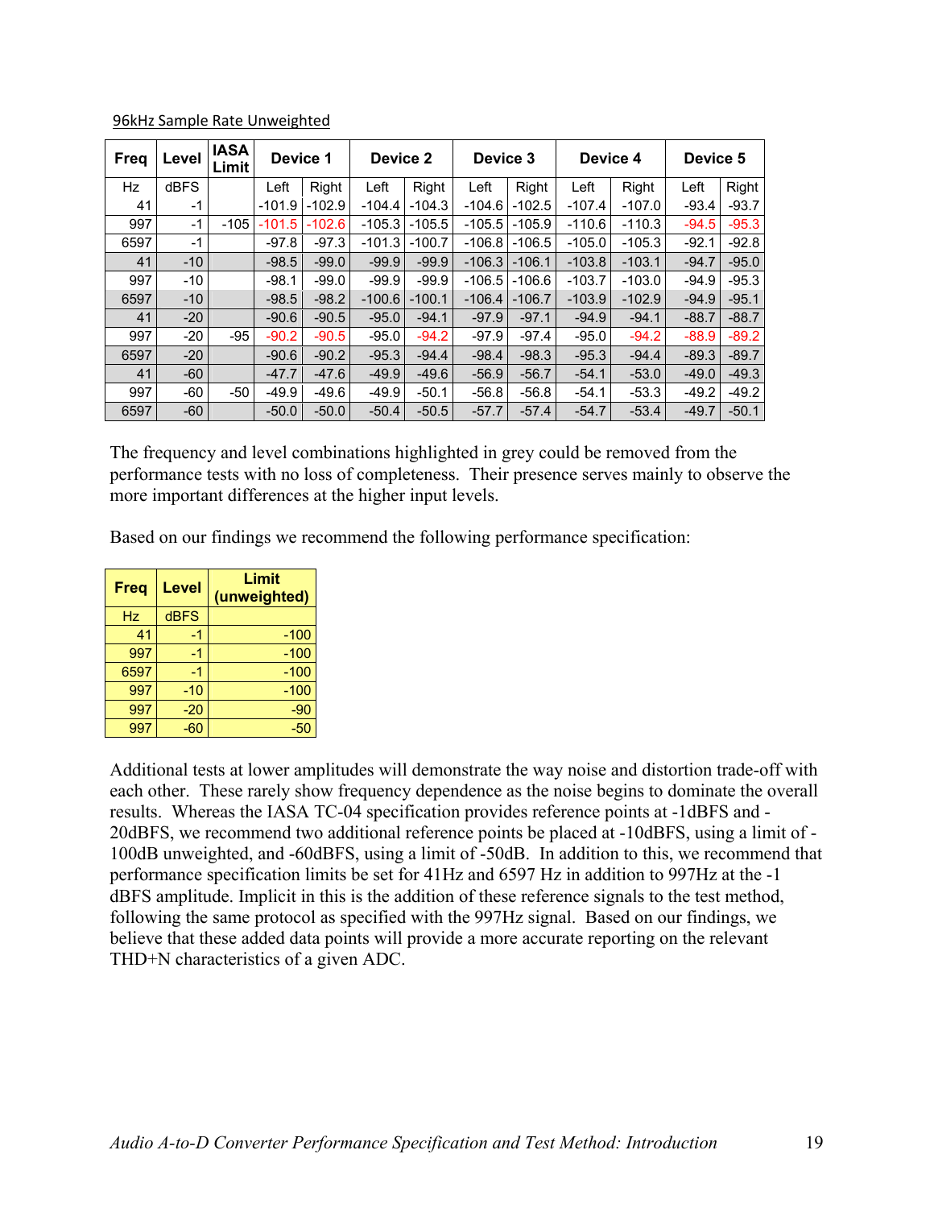96kHz Sample Rate Unweighted

| Freq | Level | IASA Limit | Device 1 | | Device 2 | | Device 3 | | Device 4 | | Device 5 | |
|---|---|---|---|---|---|---|---|---|---|---|---|---|
| Hz | dBFS | | Left | Right | Left | Right | Left | Right | Left | Right | Left | Right |
| 41 | -1 | | -101.9 | -102.9 | -104.4 | -104.3 | -104.6 | -102.5 | -107.4 | -107.0 | -93.4 | -93.7 |
| 997 | -1 | -105 | -101.5 | -102.6 | -105.3 | -105.5 | -105.5 | -105.9 | -110.6 | -110.3 | -94.5 | -95.3 |
| 6597 | -1 | | -97.8 | -97.3 | -101.3 | -100.7 | -106.8 | -106.5 | -105.0 | -105.3 | -92.1 | -92.8 |
| 41 | -10 | | -98.5 | -99.0 | -99.9 | -99.9 | -106.3 | -106.1 | -103.8 | -103.1 | -94.7 | -95.0 |
| 997 | -10 | | -98.1 | -99.0 | -99.9 | -99.9 | -106.5 | -106.6 | -103.7 | -103.0 | -94.9 | -95.3 |
| 6597 | -10 | | -98.5 | -98.2 | -100.6 | -100.1 | -106.4 | -106.7 | -103.9 | -102.9 | -94.9 | -95.1 |
| 41 | -20 | | -90.6 | -90.5 | -95.0 | -94.1 | -97.9 | -97.1 | -94.9 | -94.1 | -88.7 | -88.7 |
| 997 | -20 | -95 | -90.2 | -90.5 | -95.0 | -94.2 | -97.9 | -97.4 | -95.0 | -94.2 | -88.9 | -89.2 |
| 6597 | -20 | | -90.6 | -90.2 | -95.3 | -94.4 | -98.4 | -98.3 | -95.3 | -94.4 | -89.3 | -89.7 |
| 41 | -60 | | -47.7 | -47.6 | -49.9 | -49.6 | -56.9 | -56.7 | -54.1 | -53.0 | -49.0 | -49.3 |
| 997 | -60 | -50 | -49.9 | -49.6 | -49.9 | -50.1 | -56.8 | -56.8 | -54.1 | -53.3 | -49.2 | -49.2 |
| 6597 | -60 | | -50.0 | -50.0 | -50.4 | -50.5 | -57.7 | -57.4 | -54.7 | -53.4 | -49.7 | -50.1 |

The frequency and level combinations highlighted in grey could be removed from the performance tests with no loss of completeness. Their presence serves mainly to observe the more important differences at the higher input levels.

Based on our findings we recommend the following performance specification:

| Freq | Level | Limit (unweighted) |
|---|---|---|
| Hz | dBFS | |
| 41 | -1 | -100 |
| 997 | -1 | -100 |
| 6597 | -1 | -100 |
| 997 | -10 | -100 |
| 997 | -20 | -90 |
| 997 | -60 | -50 |

Additional tests at lower amplitudes will demonstrate the way noise and distortion trade-off with each other. These rarely show frequency dependence as the noise begins to dominate the overall results. Whereas the IASA TC-04 specification provides reference points at -1dBFS and -20dBFS, we recommend two additional reference points be placed at -10dBFS, using a limit of -100dB unweighted, and -60dBFS, using a limit of -50dB. In addition to this, we recommend that performance specification limits be set for 41Hz and 6597 Hz in addition to 997Hz at the -1 dBFS amplitude. Implicit in this is the addition of these reference signals to the test method, following the same protocol as specified with the 997Hz signal. Based on our findings, we believe that these added data points will provide a more accurate reporting on the relevant THD+N characteristics of a given ADC.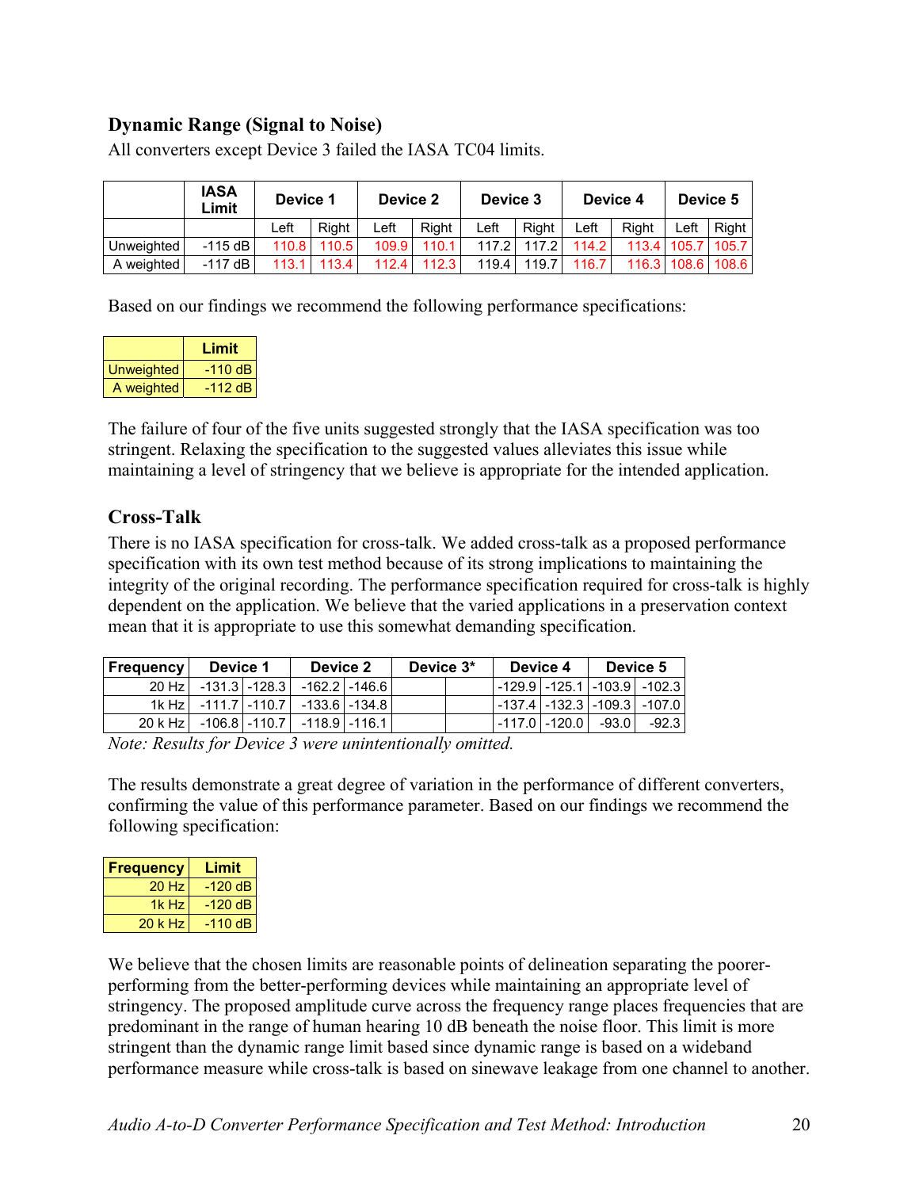### Dynamic Range (Signal to Noise)

All converters except Device 3 failed the IASA TC04 limits.

| | IASA Limit | Device 1 | | Device 2 | | Device 3 | | Device 4 | | Device 5 | |
|---|---|---|---|---|---|---|---|---|---|---|---|
| | | Left | Right | Left | Right | Left | Right | Left | Right | Left | Right |
| Unweighted | -115 dB | 110.8 | 110.5 | 109.9 | 110.1 | 117.2 | 117.2 | 114.2 | 113.4 | 105.7 | 105.7 |
| A weighted | -117 dB | 113.1 | 113.4 | 112.4 | 112.3 | 119.4 | 119.7 | 116.7 | 116.3 | 108.6 | 108.6 |

Based on our findings we recommend the following performance specifications:

| | Limit |
|---|---|
| Unweighted | -110 dB |
| A weighted | -112 dB |

The failure of four of the five units suggested strongly that the IASA specification was too stringent. Relaxing the specification to the suggested values alleviates this issue while maintaining a level of stringency that we believe is appropriate for the intended application.

### Cross-Talk

There is no IASA specification for cross-talk. We added cross-talk as a proposed performance specification with its own test method because of its strong implications to maintaining the integrity of the original recording. The performance specification required for cross-talk is highly dependent on the application. We believe that the varied applications in a preservation context mean that it is appropriate to use this somewhat demanding specification.

| Frequency | Device 1 | | Device 2 | | Device 3* | | Device 4 | | Device 5 | |
|---|---|---|---|---|---|---|---|---|---|---|
| 20 Hz | -131.3 | -128.3 | -162.2 | -146.6 | | | -129.9 | -125.1 | -103.9 | -102.3 |
| 1k Hz | -111.7 | -110.7 | -133.6 | -134.8 | | | -137.4 | -132.3 | -109.3 | -107.0 |
| 20 k Hz | -106.8 | -110.7 | -118.9 | -116.1 | | | -117.0 | -120.0 | -93.0 | -92.3 |

*Note: Results for Device 3 were unintentionally omitted.*

The results demonstrate a great degree of variation in the performance of different converters, confirming the value of this performance parameter. Based on our findings we recommend the following specification:

| Frequency | Limit |
|---|---|
| 20 Hz | -120 dB |
| 1k Hz | -120 dB |
| 20 k Hz | -110 dB |

We believe that the chosen limits are reasonable points of delineation separating the poorer-performing from the better-performing devices while maintaining an appropriate level of stringency. The proposed amplitude curve across the frequency range places frequencies that are predominant in the range of human hearing 10 dB beneath the noise floor. This limit is more stringent than the dynamic range limit based since dynamic range is based on a wideband performance measure while cross-talk is based on sinewave leakage from one channel to another.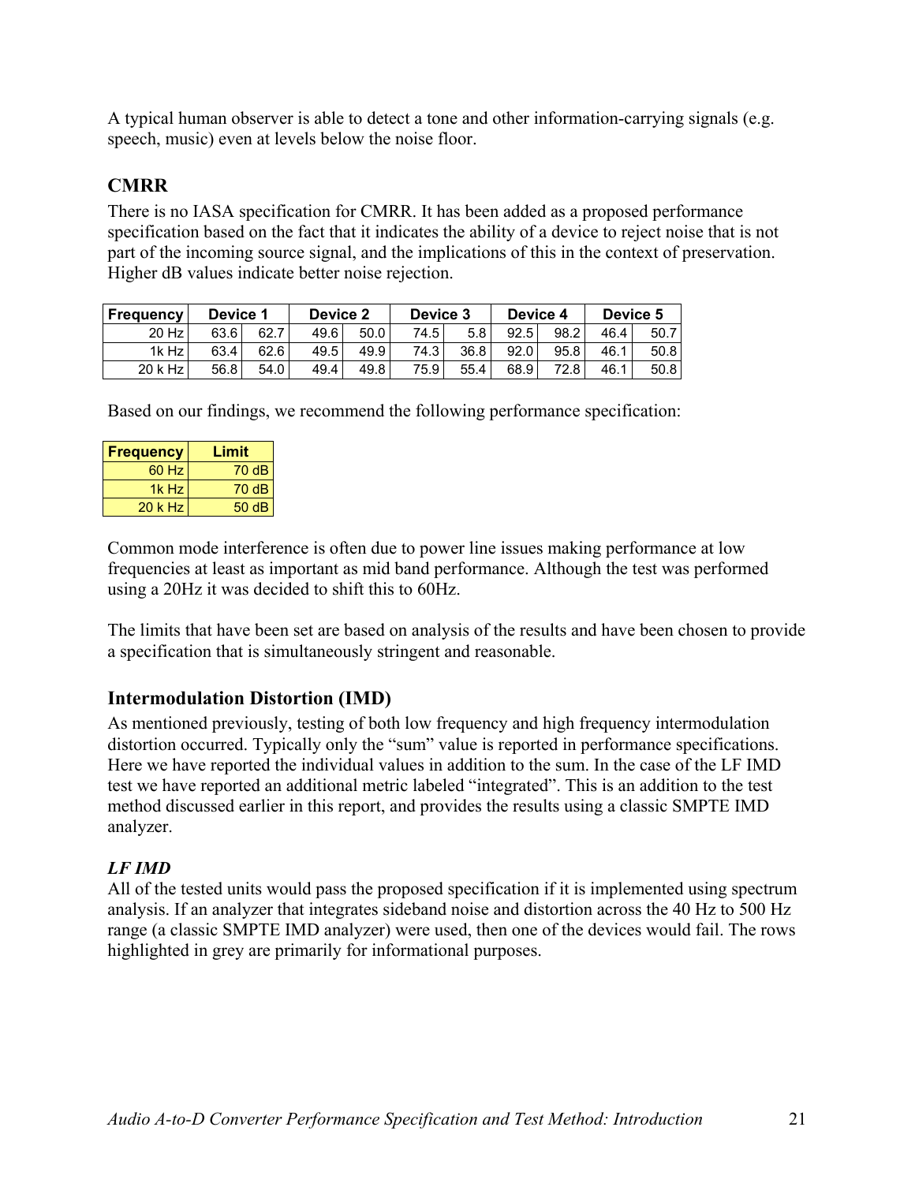A typical human observer is able to detect a tone and other information-carrying signals (e.g. speech, music) even at levels below the noise floor.

## CMRR

There is no IASA specification for CMRR. It has been added as a proposed performance specification based on the fact that it indicates the ability of a device to reject noise that is not part of the incoming source signal, and the implications of this in the context of preservation. Higher dB values indicate better noise rejection.

| Frequency | Device 1 | | Device 2 | | Device 3 | | Device 4 | | Device 5 | |
|---|---|---|---|---|---|---|---|---|---|---|
| 20 Hz | 63.6 | 62.7 | 49.6 | 50.0 | 74.5 | 5.8 | 92.5 | 98.2 | 46.4 | 50.7 |
| 1k Hz | 63.4 | 62.6 | 49.5 | 49.9 | 74.3 | 36.8 | 92.0 | 95.8 | 46.1 | 50.8 |
| 20 k Hz | 56.8 | 54.0 | 49.4 | 49.8 | 75.9 | 55.4 | 68.9 | 72.8 | 46.1 | 50.8 |

Based on our findings, we recommend the following performance specification:

| Frequency | Limit |
|---|---|
| 60 Hz | 70 dB |
| 1k Hz | 70 dB |
| 20 k Hz | 50 dB |

Common mode interference is often due to power line issues making performance at low frequencies at least as important as mid band performance. Although the test was performed using a 20Hz it was decided to shift this to 60Hz.

The limits that have been set are based on analysis of the results and have been chosen to provide a specification that is simultaneously stringent and reasonable.

## Intermodulation Distortion (IMD)

As mentioned previously, testing of both low frequency and high frequency intermodulation distortion occurred. Typically only the "sum" value is reported in performance specifications. Here we have reported the individual values in addition to the sum. In the case of the LF IMD test we have reported an additional metric labeled "integrated". This is an addition to the test method discussed earlier in this report, and provides the results using a classic SMPTE IMD analyzer.

### *LF IMD*

All of the tested units would pass the proposed specification if it is implemented using spectrum analysis. If an analyzer that integrates sideband noise and distortion across the 40 Hz to 500 Hz range (a classic SMPTE IMD analyzer) were used, then one of the devices would fail. The rows highlighted in grey are primarily for informational purposes.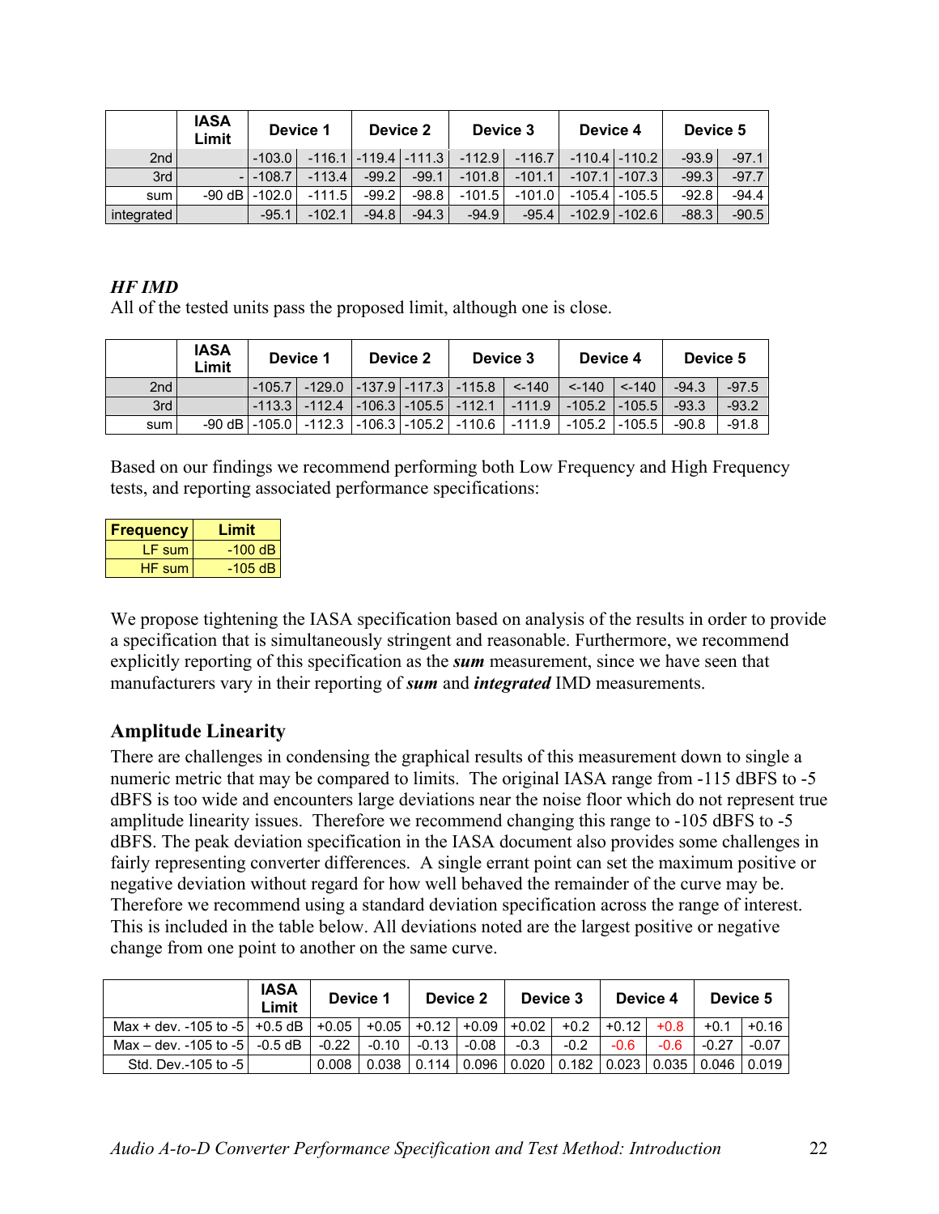| | IASA Limit | Device 1 | | Device 2 | | Device 3 | | Device 4 | | Device 5 | |
|---|---|---|---|---|---|---|---|---|---|---|---|
| 2nd | | -103.0 | -116.1 | -119.4 | -111.3 | -112.9 | -116.7 | -110.4 | -110.2 | -93.9 | -97.1 |
| 3rd | - | -108.7 | -113.4 | -99.2 | -99.1 | -101.8 | -101.1 | -107.1 | -107.3 | -99.3 | -97.7 |
| sum | -90 dB | -102.0 | -111.5 | -99.2 | -98.8 | -101.5 | -101.0 | -105.4 | -105.5 | -92.8 | -94.4 |
| integrated | | -95.1 | -102.1 | -94.8 | -94.3 | -94.9 | -95.4 | -102.9 | -102.6 | -88.3 | -90.5 |

***HF IMD***

All of the tested units pass the proposed limit, although one is close.

| | IASA Limit | Device 1 | | Device 2 | | Device 3 | | Device 4 | | Device 5 | |
|---|---|---|---|---|---|---|---|---|---|---|---|
| 2nd | | -105.7 | -129.0 | -137.9 | -117.3 | -115.8 | <-140 | <-140 | <-140 | -94.3 | -97.5 |
| 3rd | | -113.3 | -112.4 | -106.3 | -105.5 | -112.1 | -111.9 | -105.2 | -105.5 | -93.3 | -93.2 |
| sum | -90 dB | -105.0 | -112.3 | -106.3 | -105.2 | -110.6 | -111.9 | -105.2 | -105.5 | -90.8 | -91.8 |

Based on our findings we recommend performing both Low Frequency and High Frequency tests, and reporting associated performance specifications:

| Frequency | Limit |
|---|---|
| LF sum | -100 dB |
| HF sum | -105 dB |

We propose tightening the IASA specification based on analysis of the results in order to provide a specification that is simultaneously stringent and reasonable. Furthermore, we recommend explicitly reporting of this specification as the ***sum*** measurement, since we have seen that manufacturers vary in their reporting of ***sum*** and ***integrated*** IMD measurements.

## Amplitude Linearity

There are challenges in condensing the graphical results of this measurement down to single a numeric metric that may be compared to limits. The original IASA range from -115 dBFS to -5 dBFS is too wide and encounters large deviations near the noise floor which do not represent true amplitude linearity issues. Therefore we recommend changing this range to -105 dBFS to -5 dBFS. The peak deviation specification in the IASA document also provides some challenges in fairly representing converter differences. A single errant point can set the maximum positive or negative deviation without regard for how well behaved the remainder of the curve may be. Therefore we recommend using a standard deviation specification across the range of interest. This is included in the table below. All deviations noted are the largest positive or negative change from one point to another on the same curve.

| | IASA Limit | Device 1 | | Device 2 | | Device 3 | | Device 4 | | Device 5 | |
|---|---|---|---|---|---|---|---|---|---|---|---|
| Max + dev. -105 to -5 | +0.5 dB | +0.05 | +0.05 | +0.12 | +0.09 | +0.02 | +0.2 | +0.12 | +0.8 | +0.1 | +0.16 |
| Max – dev. -105 to -5 | -0.5 dB | -0.22 | -0.10 | -0.13 | -0.08 | -0.3 | -0.2 | -0.6 | -0.6 | -0.27 | -0.07 |
| Std. Dev.-105 to -5 | | 0.008 | 0.038 | 0.114 | 0.096 | 0.020 | 0.182 | 0.023 | 0.035 | 0.046 | 0.019 |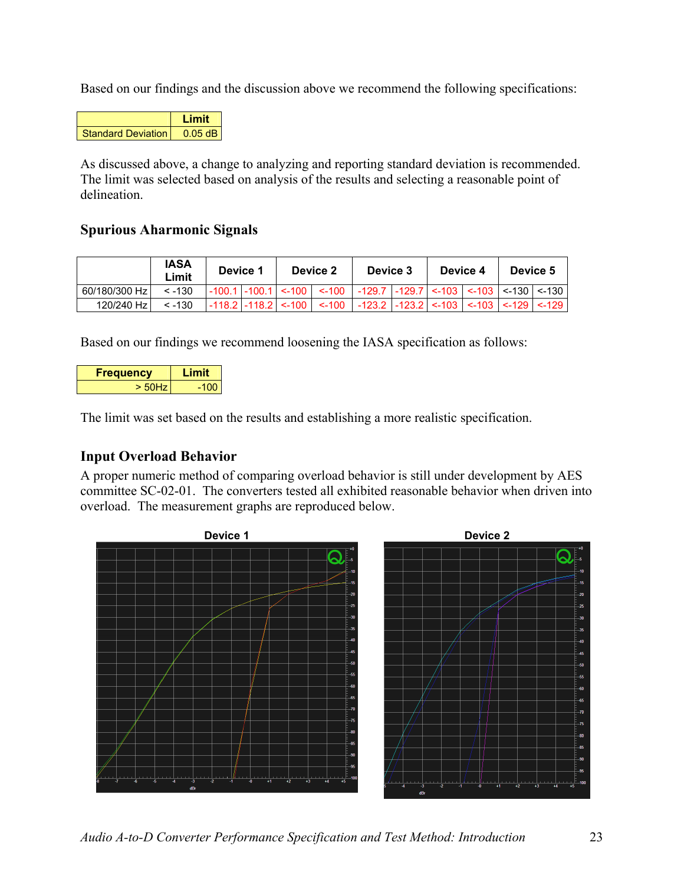Based on our findings and the discussion above we recommend the following specifications:

| | Limit |
|---|---|
| Standard Deviation | 0.05 dB |

As discussed above, a change to analyzing and reporting standard deviation is recommended. The limit was selected based on analysis of the results and selecting a reasonable point of delineation.

### Spurious Aharmonic Signals

| | IASA Limit | Device 1 | | Device 2 | | Device 3 | | Device 4 | | Device 5 | |
|---|---|---|---|---|---|---|---|---|---|---|---|
| 60/180/300 Hz | < -130 | -100.1 | -100.1 | <-100 | <-100 | -129.7 | -129.7 | <-103 | <-103 | <-130 | <-130 |
| 120/240 Hz | < -130 | -118.2 | -118.2 | <-100 | <-100 | -123.2 | -123.2 | <-103 | <-103 | <-129 | <-129 |

Based on our findings we recommend loosening the IASA specification as follows:

| Frequency | Limit |
|---|---|
| > 50Hz | -100 |

The limit was set based on the results and establishing a more realistic specification.

### Input Overload Behavior

A proper numeric method of comparing overload behavior is still under development by AES committee SC-02-01. The converters tested all exhibited reasonable behavior when driven into overload. The measurement graphs are reproduced below.

Device 1

Device 2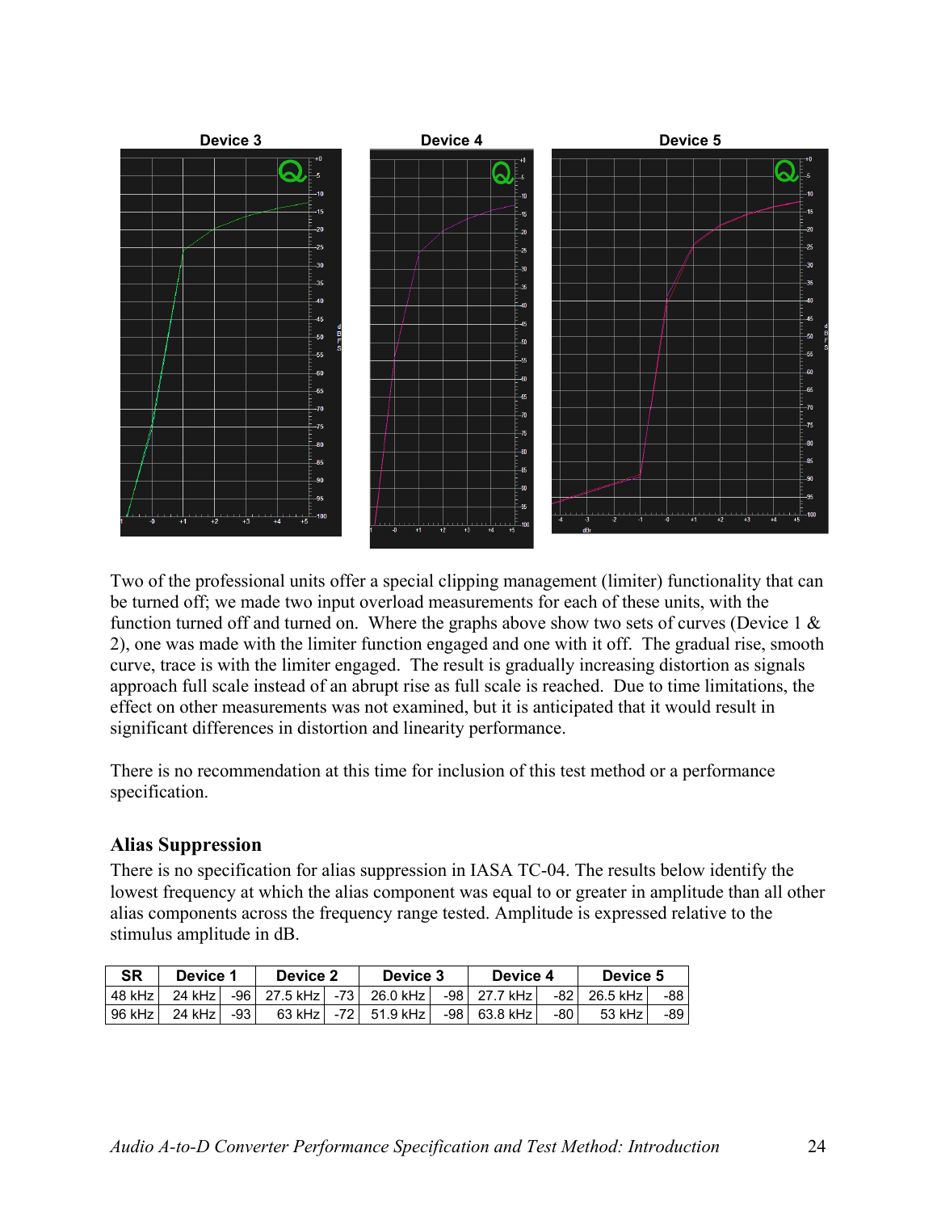Device 3 | Device 4 | Device 5

Two of the professional units offer a special clipping management (limiter) functionality that can be turned off; we made two input overload measurements for each of these units, with the function turned off and turned on. Where the graphs above show two sets of curves (Device 1 & 2), one was made with the limiter function engaged and one with it off. The gradual rise, smooth curve, trace is with the limiter engaged. The result is gradually increasing distortion as signals approach full scale instead of an abrupt rise as full scale is reached. Due to time limitations, the effect on other measurements was not examined, but it is anticipated that it would result in significant differences in distortion and linearity performance.

There is no recommendation at this time for inclusion of this test method or a performance specification.

### Alias Suppression

There is no specification for alias suppression in IASA TC-04. The results below identify the lowest frequency at which the alias component was equal to or greater in amplitude than all other alias components across the frequency range tested. Amplitude is expressed relative to the stimulus amplitude in dB.

| SR | Device 1 | | Device 2 | | Device 3 | | Device 4 | | Device 5 | |
|---|---|---|---|---|---|---|---|---|---|---|
| 48 kHz | 24 kHz | -96 | 27.5 kHz | -73 | 26.0 kHz | -98 | 27.7 kHz | -82 | 26.5 kHz | -88 |
| 96 kHz | 24 kHz | -93 | 63 kHz | -72 | 51.9 kHz | -98 | 63.8 kHz | -80 | 53 kHz | -89 |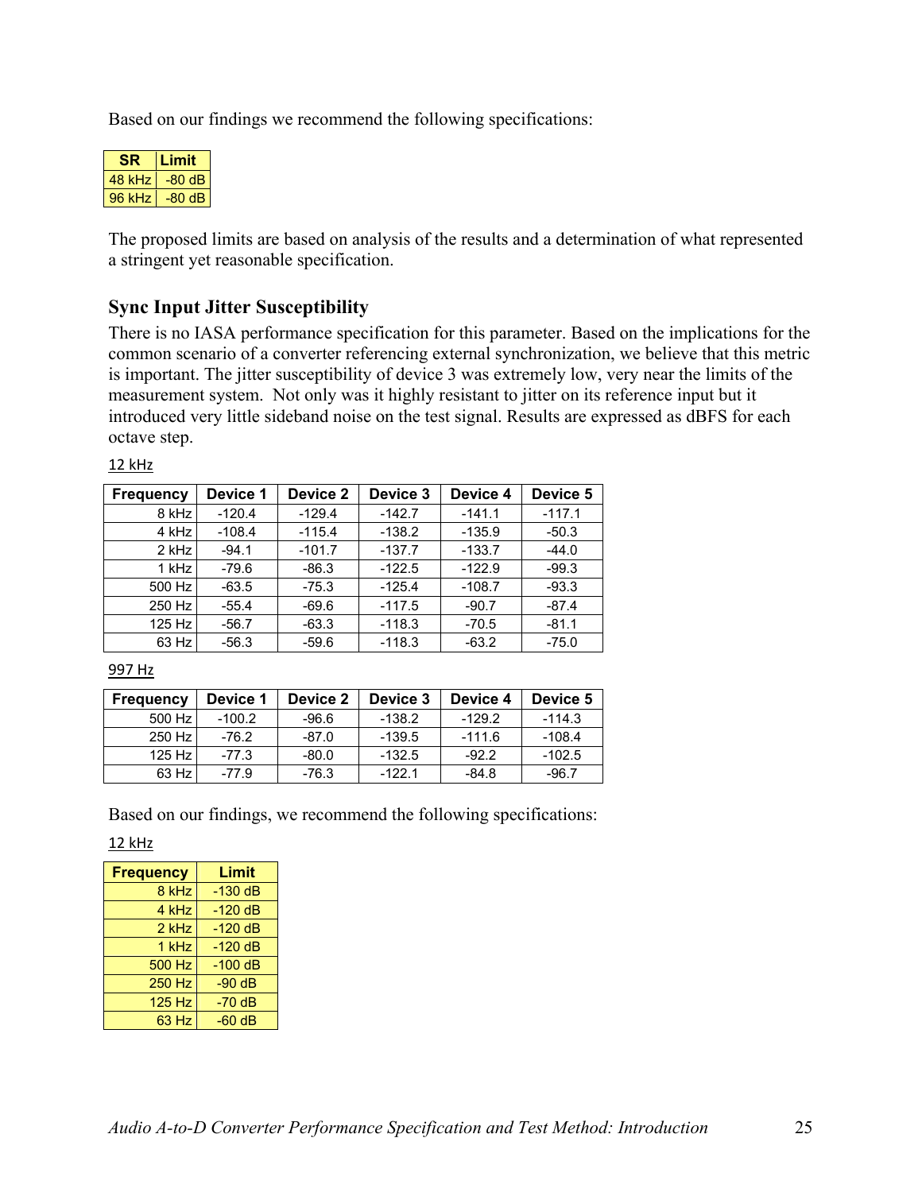Based on our findings we recommend the following specifications:

| SR | Limit |
|---|---|
| 48 kHz | -80 dB |
| 96 kHz | -80 dB |

The proposed limits are based on analysis of the results and a determination of what represented a stringent yet reasonable specification.

### Sync Input Jitter Susceptibility

There is no IASA performance specification for this parameter. Based on the implications for the common scenario of a converter referencing external synchronization, we believe that this metric is important. The jitter susceptibility of device 3 was extremely low, very near the limits of the measurement system. Not only was it highly resistant to jitter on its reference input but it introduced very little sideband noise on the test signal. Results are expressed as dBFS for each octave step.

12 kHz

| Frequency | Device 1 | Device 2 | Device 3 | Device 4 | Device 5 |
|---|---|---|---|---|---|
| 8 kHz | -120.4 | -129.4 | -142.7 | -141.1 | -117.1 |
| 4 kHz | -108.4 | -115.4 | -138.2 | -135.9 | -50.3 |
| 2 kHz | -94.1 | -101.7 | -137.7 | -133.7 | -44.0 |
| 1 kHz | -79.6 | -86.3 | -122.5 | -122.9 | -99.3 |
| 500 Hz | -63.5 | -75.3 | -125.4 | -108.7 | -93.3 |
| 250 Hz | -55.4 | -69.6 | -117.5 | -90.7 | -87.4 |
| 125 Hz | -56.7 | -63.3 | -118.3 | -70.5 | -81.1 |
| 63 Hz | -56.3 | -59.6 | -118.3 | -63.2 | -75.0 |

997 Hz

| Frequency | Device 1 | Device 2 | Device 3 | Device 4 | Device 5 |
|---|---|---|---|---|---|
| 500 Hz | -100.2 | -96.6 | -138.2 | -129.2 | -114.3 |
| 250 Hz | -76.2 | -87.0 | -139.5 | -111.6 | -108.4 |
| 125 Hz | -77.3 | -80.0 | -132.5 | -92.2 | -102.5 |
| 63 Hz | -77.9 | -76.3 | -122.1 | -84.8 | -96.7 |

Based on our findings, we recommend the following specifications:

12 kHz

| Frequency | Limit |
|---|---|
| 8 kHz | -130 dB |
| 4 kHz | -120 dB |
| 2 kHz | -120 dB |
| 1 kHz | -120 dB |
| 500 Hz | -100 dB |
| 250 Hz | -90 dB |
| 125 Hz | -70 dB |
| 63 Hz | -60 dB |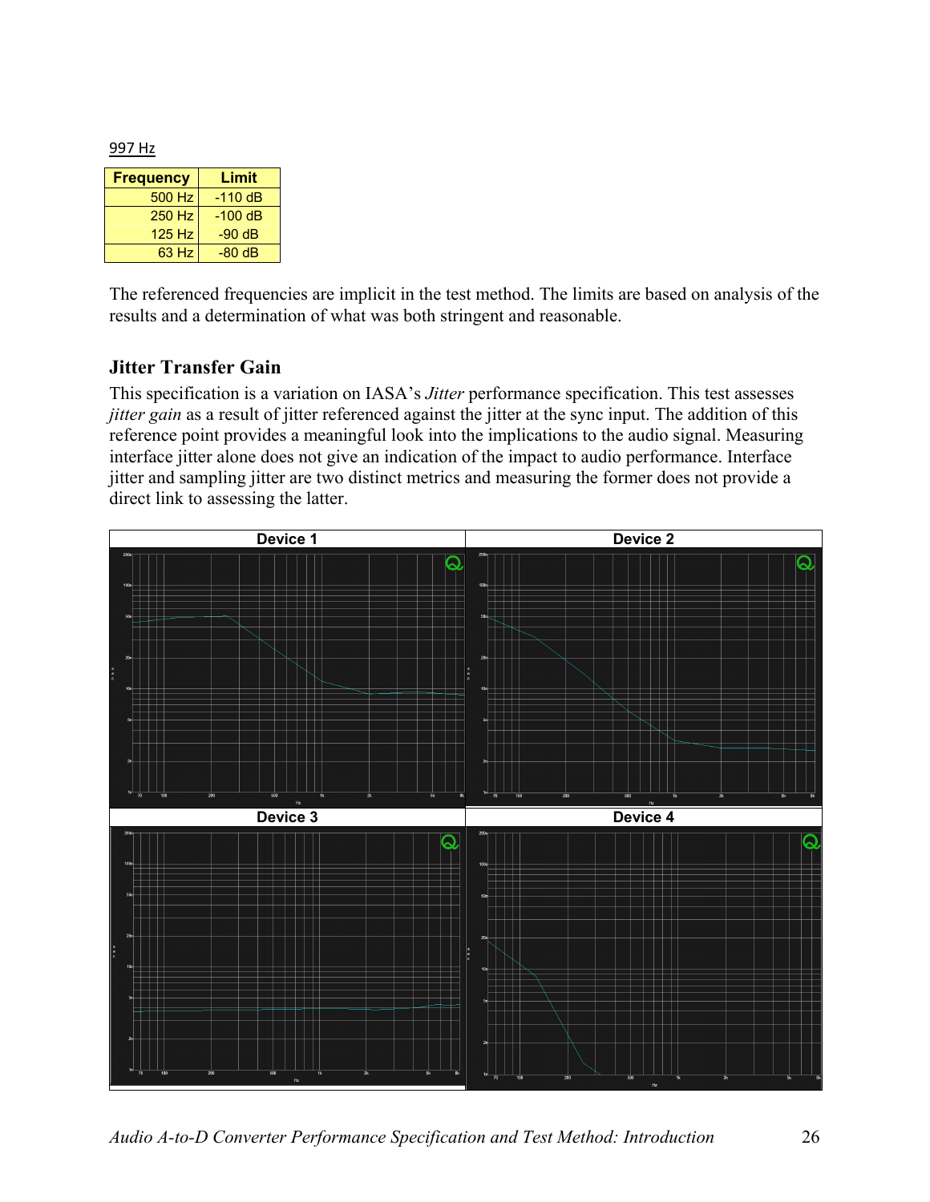997 Hz

| Frequency | Limit |
|---|---|
| 500 Hz | -110 dB |
| 250 Hz | -100 dB |
| 125 Hz | -90 dB |
| 63 Hz | -80 dB |

The referenced frequencies are implicit in the test method. The limits are based on analysis of the results and a determination of what was both stringent and reasonable.

### Jitter Transfer Gain

This specification is a variation on IASA's *Jitter* performance specification. This test assesses *jitter gain* as a result of jitter referenced against the jitter at the sync input. The addition of this reference point provides a meaningful look into the implications to the audio signal. Measuring interface jitter alone does not give an indication of the impact to audio performance. Interface jitter and sampling jitter are two distinct metrics and measuring the former does not provide a direct link to assessing the latter.

| Device 1 | Device 2 |
|---|---|
| | |
| **Device 3** | **Device 4** |
| | |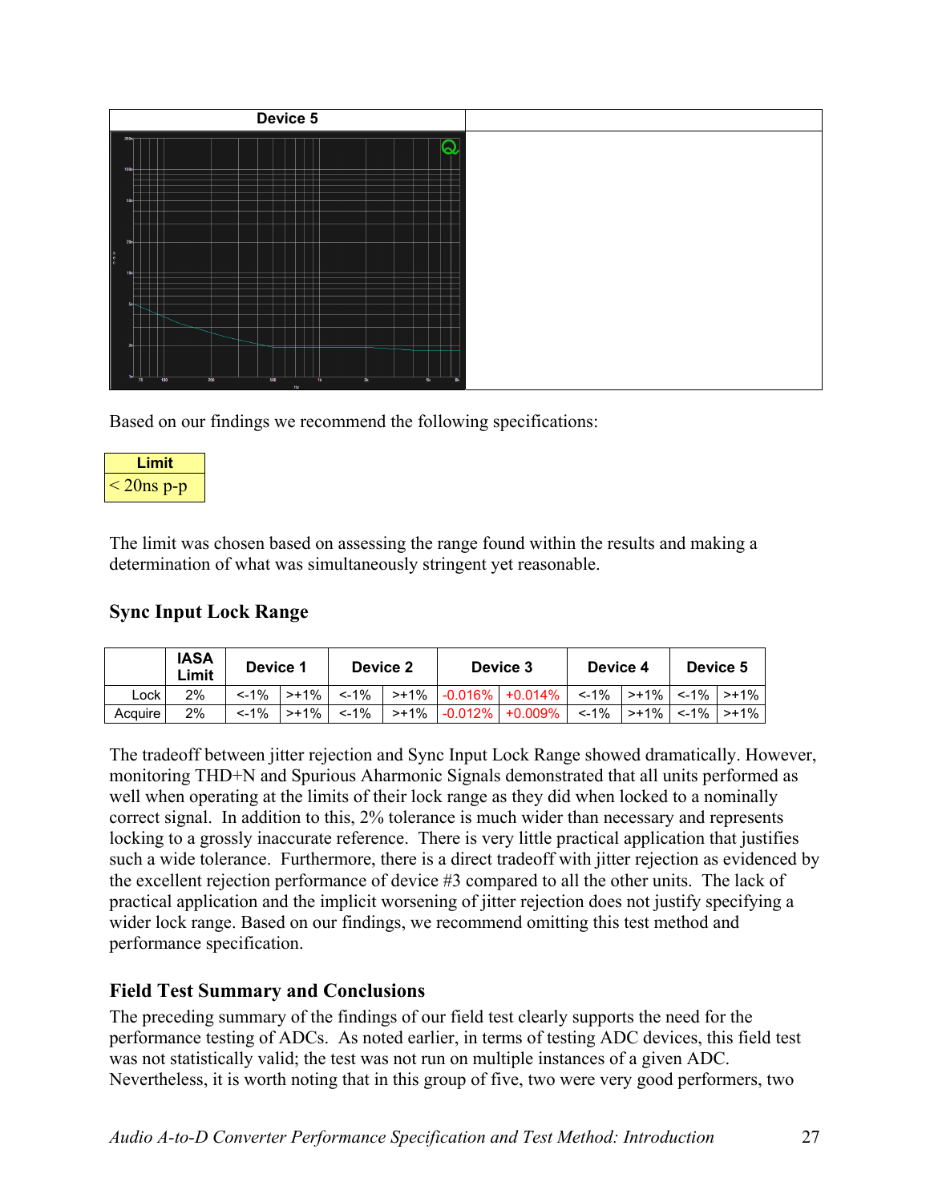| Device 5 | |
|---|---|
| | |

Based on our findings we recommend the following specifications:

| Limit |
|---|
| < 20ns p-p |

The limit was chosen based on assessing the range found within the results and making a determination of what was simultaneously stringent yet reasonable.

### Sync Input Lock Range

| | IASA Limit | Device 1 | | Device 2 | | Device 3 | | Device 4 | | Device 5 | |
|---|---|---|---|---|---|---|---|---|---|---|---|
| Lock | 2% | <-1% | >+1% | <-1% | >+1% | -0.016% | +0.014% | <-1% | >+1% | <-1% | >+1% |
| Acquire | 2% | <-1% | >+1% | <-1% | >+1% | -0.012% | +0.009% | <-1% | >+1% | <-1% | >+1% |

The tradeoff between jitter rejection and Sync Input Lock Range showed dramatically. However, monitoring THD+N and Spurious Aharmonic Signals demonstrated that all units performed as well when operating at the limits of their lock range as they did when locked to a nominally correct signal. In addition to this, 2% tolerance is much wider than necessary and represents locking to a grossly inaccurate reference. There is very little practical application that justifies such a wide tolerance. Furthermore, there is a direct tradeoff with jitter rejection as evidenced by the excellent rejection performance of device #3 compared to all the other units. The lack of practical application and the implicit worsening of jitter rejection does not justify specifying a wider lock range. Based on our findings, we recommend omitting this test method and performance specification.

### Field Test Summary and Conclusions

The preceding summary of the findings of our field test clearly supports the need for the performance testing of ADCs. As noted earlier, in terms of testing ADC devices, this field test was not statistically valid; the test was not run on multiple instances of a given ADC. Nevertheless, it is worth noting that in this group of five, two were very good performers, two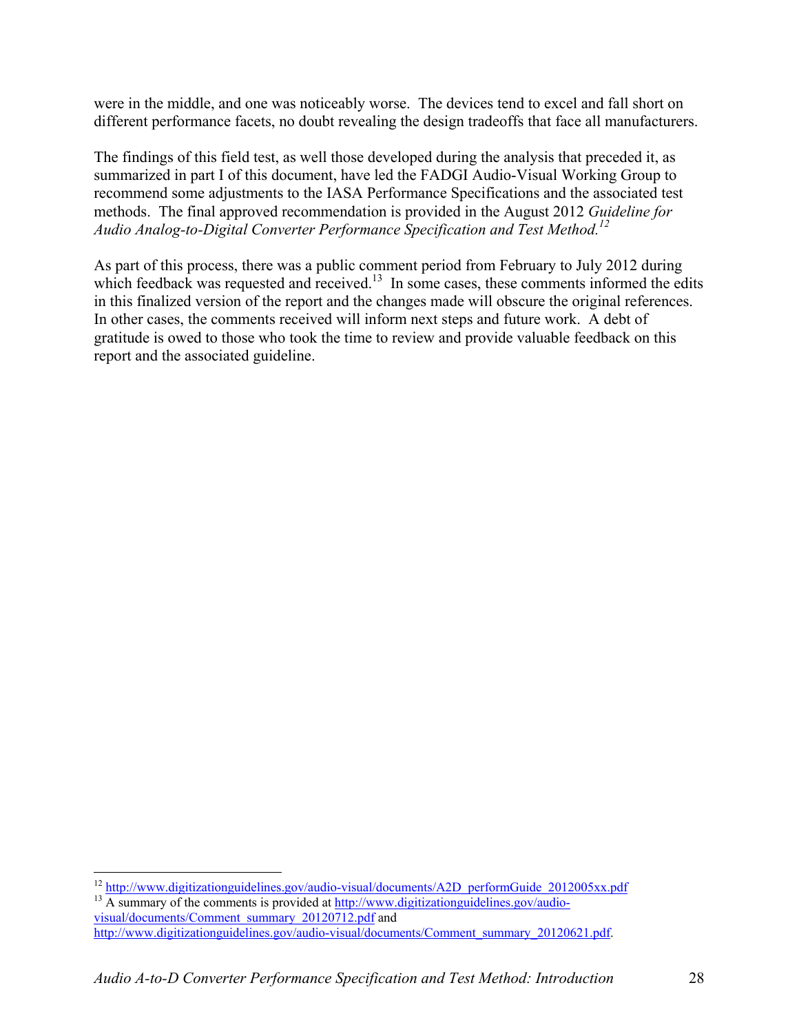were in the middle, and one was noticeably worse. The devices tend to excel and fall short on different performance facets, no doubt revealing the design tradeoffs that face all manufacturers.

The findings of this field test, as well those developed during the analysis that preceded it, as summarized in part I of this document, have led the FADGI Audio-Visual Working Group to recommend some adjustments to the IASA Performance Specifications and the associated test methods. The final approved recommendation is provided in the August 2012 *Guideline for Audio Analog-to-Digital Converter Performance Specification and Test Method.*[12]

As part of this process, there was a public comment period from February to July 2012 during which feedback was requested and received.[13] In some cases, these comments informed the edits in this finalized version of the report and the changes made will obscure the original references. In other cases, the comments received will inform next steps and future work. A debt of gratitude is owed to those who took the time to review and provide valuable feedback on this report and the associated guideline.

---

[12] http://www.digitizationguidelines.gov/audio-visual/documents/A2D_performGuide_2012005xx.pdf

[13] A summary of the comments is provided at http://www.digitizationguidelines.gov/audio-visual/documents/Comment_summary_20120712.pdf and http://www.digitizationguidelines.gov/audio-visual/documents/Comment_summary_20120621.pdf.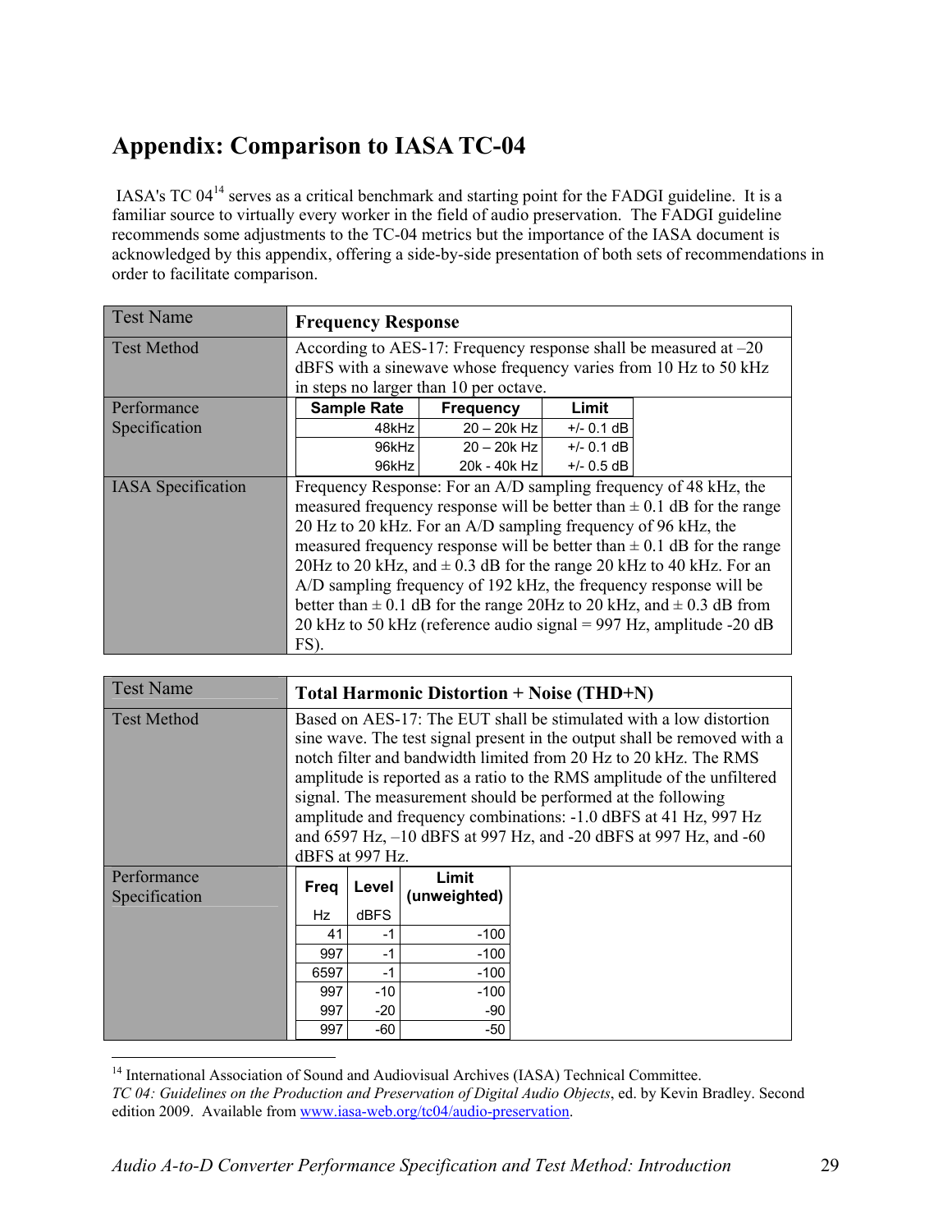# Appendix: Comparison to IASA TC-04

IASA's TC 04[14] serves as a critical benchmark and starting point for the FADGI guideline. It is a familiar source to virtually every worker in the field of audio preservation. The FADGI guideline recommends some adjustments to the TC-04 metrics but the importance of the IASA document is acknowledged by this appendix, offering a side-by-side presentation of both sets of recommendations in order to facilitate comparison.

| Test Name | **Frequency Response** |
|---|---|
| Test Method | According to AES-17: Frequency response shall be measured at –20 dBFS with a sinewave whose frequency varies from 10 Hz to 50 kHz in steps no larger than 10 per octave. |
| Performance Specification | **Sample Rate** / **Frequency** / **Limit**: 48kHz / 20 – 20k Hz / +/- 0.1 dB; 96kHz / 20 – 20k Hz / +/- 0.1 dB; 96kHz / 20k - 40k Hz / +/- 0.5 dB |
| IASA Specification | Frequency Response: For an A/D sampling frequency of 48 kHz, the measured frequency response will be better than ± 0.1 dB for the range 20 Hz to 20 kHz. For an A/D sampling frequency of 96 kHz, the measured frequency response will be better than ± 0.1 dB for the range 20Hz to 20 kHz, and ± 0.3 dB for the range 20 kHz to 40 kHz. For an A/D sampling frequency of 192 kHz, the frequency response will be better than ± 0.1 dB for the range 20Hz to 20 kHz, and ± 0.3 dB from 20 kHz to 50 kHz (reference audio signal = 997 Hz, amplitude -20 dB FS). |

Performance Specification (Frequency Response):

| Sample Rate | Frequency | Limit |
|---|---|---|
| 48kHz | 20 – 20k Hz | +/- 0.1 dB |
| 96kHz | 20 – 20k Hz | +/- 0.1 dB |
| 96kHz | 20k - 40k Hz | +/- 0.5 dB |

| Test Name | **Total Harmonic Distortion + Noise (THD+N)** |
|---|---|
| Test Method | Based on AES-17: The EUT shall be stimulated with a low distortion sine wave. The test signal present in the output shall be removed with a notch filter and bandwidth limited from 20 Hz to 20 kHz. The RMS amplitude is reported as a ratio to the RMS amplitude of the unfiltered signal. The measurement should be performed at the following amplitude and frequency combinations: -1.0 dBFS at 41 Hz, 997 Hz and 6597 Hz, –10 dBFS at 997 Hz, and -20 dBFS at 997 Hz, and -60 dBFS at 997 Hz. |
| Performance Specification | See table below |

Performance Specification (THD+N):

| Freq Hz | Level dBFS | Limit (unweighted) |
|---|---|---|
| 41 | -1 | -100 |
| 997 | -1 | -100 |
| 6597 | -1 | -100 |
| 997 | -10 | -100 |
| 997 | -20 | -90 |
| 997 | -60 | -50 |

[14] International Association of Sound and Audiovisual Archives (IASA) Technical Committee. *TC 04: Guidelines on the Production and Preservation of Digital Audio Objects*, ed. by Kevin Bradley. Second edition 2009. Available from www.iasa-web.org/tc04/audio-preservation.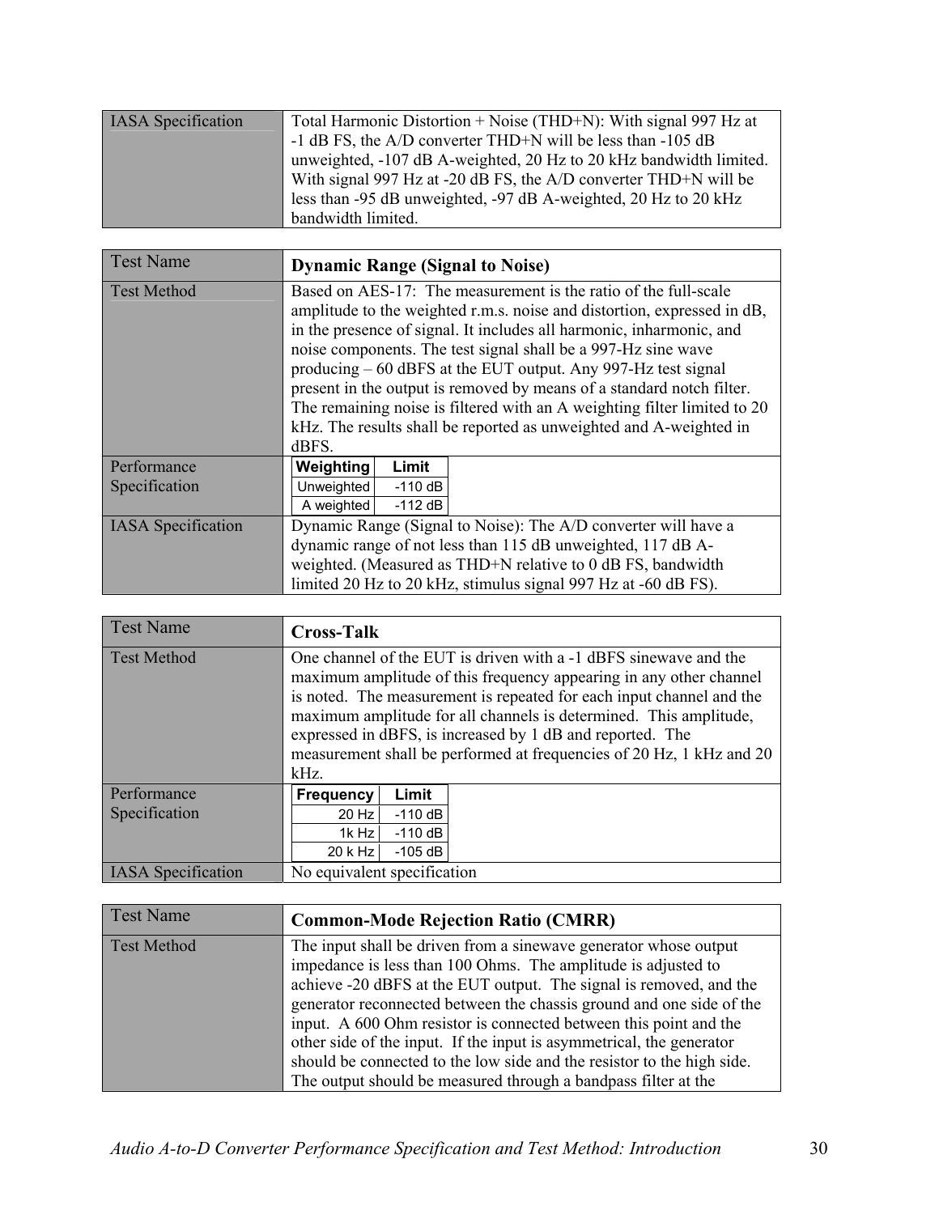| IASA Specification | Total Harmonic Distortion + Noise (THD+N): With signal 997 Hz at -1 dB FS, the A/D converter THD+N will be less than -105 dB unweighted, -107 dB A-weighted, 20 Hz to 20 kHz bandwidth limited. With signal 997 Hz at -20 dB FS, the A/D converter THD+N will be less than -95 dB unweighted, -97 dB A-weighted, 20 Hz to 20 kHz bandwidth limited. |
|---|---|

| Test Name | **Dynamic Range (Signal to Noise)** |
|---|---|
| Test Method | Based on AES-17: The measurement is the ratio of the full-scale amplitude to the weighted r.m.s. noise and distortion, expressed in dB, in the presence of signal. It includes all harmonic, inharmonic, and noise components. The test signal shall be a 997-Hz sine wave producing – 60 dBFS at the EUT output. Any 997-Hz test signal present in the output is removed by means of a standard notch filter. The remaining noise is filtered with an A weighting filter limited to 20 kHz. The results shall be reported as unweighted and A-weighted in dBFS. |
| Performance Specification | **Weighting** / **Limit**: Unweighted -110 dB; A weighted -112 dB |
| IASA Specification | Dynamic Range (Signal to Noise): The A/D converter will have a dynamic range of not less than 115 dB unweighted, 117 dB A-weighted. (Measured as THD+N relative to 0 dB FS, bandwidth limited 20 Hz to 20 kHz, stimulus signal 997 Hz at -60 dB FS). |

| Weighting | Limit |
|---|---|
| Unweighted | -110 dB |
| A weighted | -112 dB |

| Test Name | **Cross-Talk** |
|---|---|
| Test Method | One channel of the EUT is driven with a -1 dBFS sinewave and the maximum amplitude of this frequency appearing in any other channel is noted. The measurement is repeated for each input channel and the maximum amplitude for all channels is determined. This amplitude, expressed in dBFS, is increased by 1 dB and reported. The measurement shall be performed at frequencies of 20 Hz, 1 kHz and 20 kHz. |
| Performance Specification | **Frequency** / **Limit**: 20 Hz -110 dB; 1k Hz -110 dB; 20 k Hz -105 dB |
| IASA Specification | No equivalent specification |

| Frequency | Limit |
|---|---|
| 20 Hz | -110 dB |
| 1k Hz | -110 dB |
| 20 k Hz | -105 dB |

| Test Name | **Common-Mode Rejection Ratio (CMRR)** |
|---|---|
| Test Method | The input shall be driven from a sinewave generator whose output impedance is less than 100 Ohms. The amplitude is adjusted to achieve -20 dBFS at the EUT output. The signal is removed, and the generator reconnected between the chassis ground and one side of the input. A 600 Ohm resistor is connected between this point and the other side of the input. If the input is asymmetrical, the generator should be connected to the low side and the resistor to the high side. The output should be measured through a bandpass filter at the |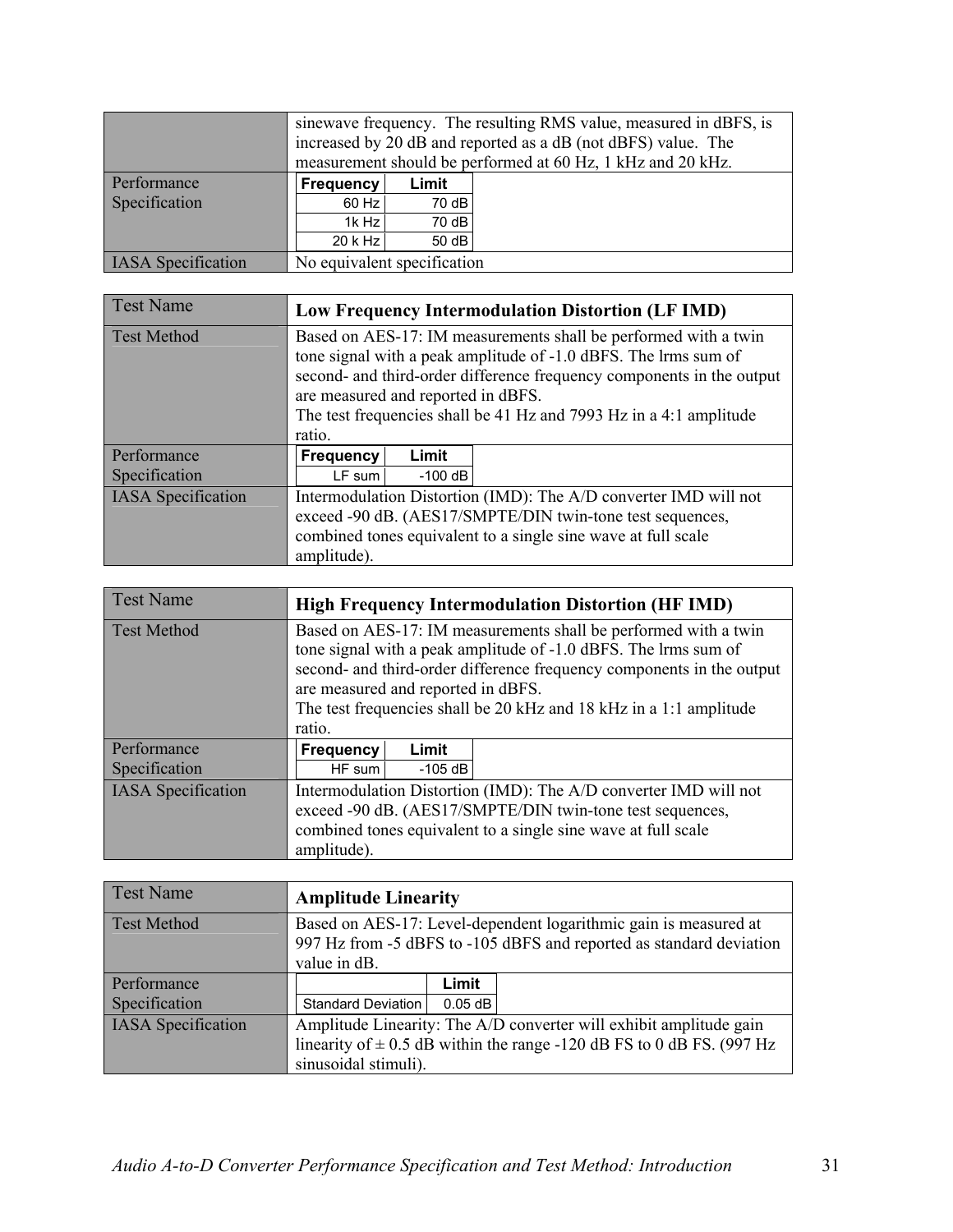| | |
|---|---|
| | sinewave frequency. The resulting RMS value, measured in dBFS, is increased by 20 dB and reported as a dB (not dBFS) value. The measurement should be performed at 60 Hz, 1 kHz and 20 kHz. |
| Performance Specification | **Frequency** / **Limit**: 60 Hz – 70 dB; 1k Hz – 70 dB; 20 k Hz – 50 dB |
| IASA Specification | No equivalent specification |

| Test Name | **Low Frequency Intermodulation Distortion (LF IMD)** |
|---|---|
| Test Method | Based on AES-17: IM measurements shall be performed with a twin tone signal with a peak amplitude of -1.0 dBFS. The lrms sum of second- and third-order difference frequency components in the output are measured and reported in dBFS.<br>The test frequencies shall be 41 Hz and 7993 Hz in a 4:1 amplitude ratio. |
| Performance Specification | **Frequency** / **Limit**: LF sum – -100 dB |
| IASA Specification | Intermodulation Distortion (IMD): The A/D converter IMD will not exceed -90 dB. (AES17/SMPTE/DIN twin-tone test sequences, combined tones equivalent to a single sine wave at full scale amplitude). |

| Test Name | **High Frequency Intermodulation Distortion (HF IMD)** |
|---|---|
| Test Method | Based on AES-17: IM measurements shall be performed with a twin tone signal with a peak amplitude of -1.0 dBFS. The lrms sum of second- and third-order difference frequency components in the output are measured and reported in dBFS.<br>The test frequencies shall be 20 kHz and 18 kHz in a 1:1 amplitude ratio. |
| Performance Specification | **Frequency** / **Limit**: HF sum – -105 dB |
| IASA Specification | Intermodulation Distortion (IMD): The A/D converter IMD will not exceed -90 dB. (AES17/SMPTE/DIN twin-tone test sequences, combined tones equivalent to a single sine wave at full scale amplitude). |

| Test Name | **Amplitude Linearity** |
|---|---|
| Test Method | Based on AES-17: Level-dependent logarithmic gain is measured at 997 Hz from -5 dBFS to -105 dBFS and reported as standard deviation value in dB. |
| Performance Specification | **Limit**: Standard Deviation – 0.05 dB |
| IASA Specification | Amplitude Linearity: The A/D converter will exhibit amplitude gain linearity of ± 0.5 dB within the range -120 dB FS to 0 dB FS. (997 Hz sinusoidal stimuli). |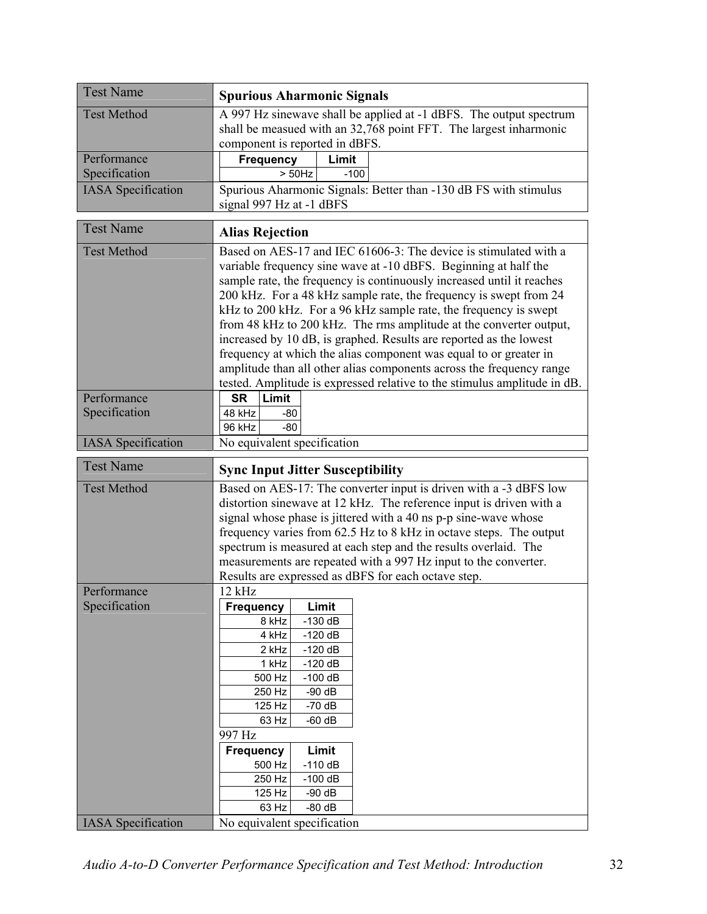| Test Name | **Spurious Aharmonic Signals** |
|---|---|
| Test Method | A 997 Hz sinewave shall be applied at -1 dBFS. The output spectrum shall be measued with an 32,768 point FFT. The largest inharmonic component is reported in dBFS. |
| Performance Specification | **Frequency** / **Limit**: > 50Hz / -100 |
| IASA Specification | Spurious Aharmonic Signals: Better than -130 dB FS with stimulus signal 997 Hz at -1 dBFS |

| Test Name | **Alias Rejection** |
|---|---|
| Test Method | Based on AES-17 and IEC 61606-3: The device is stimulated with a variable frequency sine wave at -10 dBFS. Beginning at half the sample rate, the frequency is continuously increased until it reaches 200 kHz. For a 48 kHz sample rate, the frequency is swept from 24 kHz to 200 kHz. For a 96 kHz sample rate, the frequency is swept from 48 kHz to 200 kHz. The rms amplitude at the converter output, increased by 10 dB, is graphed. Results are reported as the lowest frequency at which the alias component was equal to or greater in amplitude than all other alias components across the frequency range tested. Amplitude is expressed relative to the stimulus amplitude in dB. |
| Performance Specification | **SR** / **Limit**: 48 kHz / -80; 96 kHz / -80 |
| IASA Specification | No equivalent specification |

| Test Name | **Sync Input Jitter Susceptibility** |
|---|---|
| Test Method | Based on AES-17: The converter input is driven with a -3 dBFS low distortion sinewave at 12 kHz. The reference input is driven with a signal whose phase is jittered with a 40 ns p-p sine-wave whose frequency varies from 62.5 Hz to 8 kHz in octave steps. The output spectrum is measured at each step and the results overlaid. The measurements are repeated with a 997 Hz input to the converter. Results are expressed as dBFS for each octave step. |
| Performance Specification | 12 kHz: **Frequency** / **Limit**: 8 kHz / -130 dB; 4 kHz / -120 dB; 2 kHz / -120 dB; 1 kHz / -120 dB; 500 Hz / -100 dB; 250 Hz / -90 dB; 125 Hz / -70 dB; 63 Hz / -60 dB<br>997 Hz: **Frequency** / **Limit**: 500 Hz / -110 dB; 250 Hz / -100 dB; 125 Hz / -90 dB; 63 Hz / -80 dB |
| IASA Specification | No equivalent specification |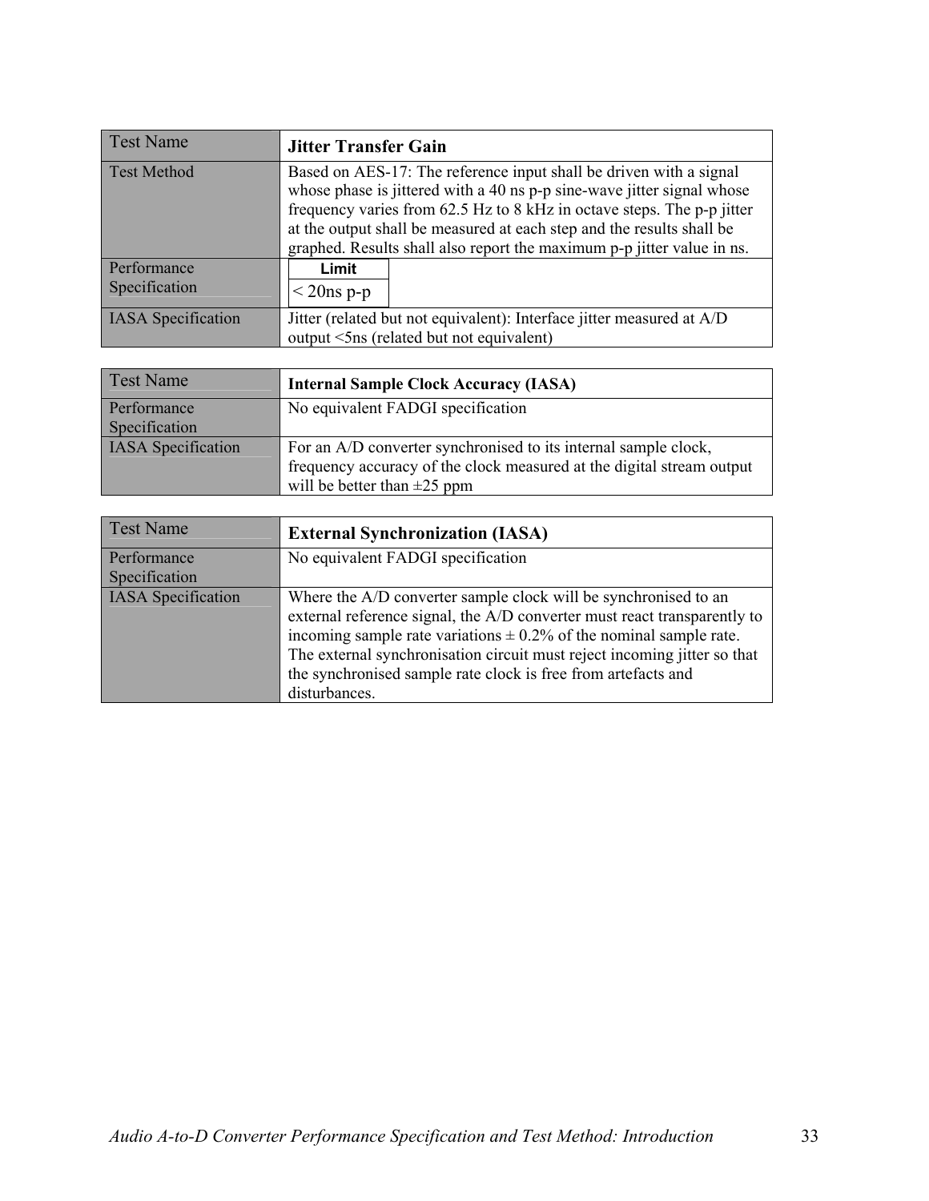| Test Name | **Jitter Transfer Gain** |
|---|---|
| Test Method | Based on AES-17: The reference input shall be driven with a signal whose phase is jittered with a 40 ns p-p sine-wave jitter signal whose frequency varies from 62.5 Hz to 8 kHz in octave steps. The p-p jitter at the output shall be measured at each step and the results shall be graphed. Results shall also report the maximum p-p jitter value in ns. |
| Performance Specification | **Limit**<br>< 20ns p-p |
| IASA Specification | Jitter (related but not equivalent): Interface jitter measured at A/D output <5ns (related but not equivalent) |

| Test Name | **Internal Sample Clock Accuracy (IASA)** |
|---|---|
| Performance Specification | No equivalent FADGI specification |
| IASA Specification | For an A/D converter synchronised to its internal sample clock, frequency accuracy of the clock measured at the digital stream output will be better than ±25 ppm |

| Test Name | **External Synchronization (IASA)** |
|---|---|
| Performance Specification | No equivalent FADGI specification |
| IASA Specification | Where the A/D converter sample clock will be synchronised to an external reference signal, the A/D converter must react transparently to incoming sample rate variations ± 0.2% of the nominal sample rate. The external synchronisation circuit must reject incoming jitter so that the synchronised sample rate clock is free from artefacts and disturbances. |